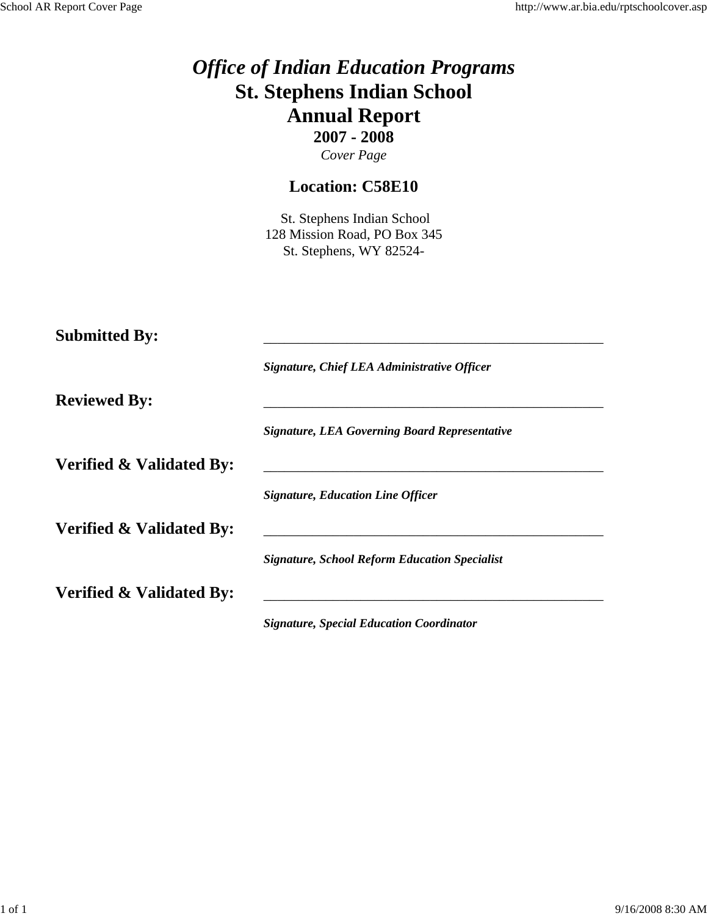# *Office of Indian Education Programs*
# St. Stephens Indian School
# Annual Report
### 2007 - 2008
*Cover Page*

### Location: C58E10

St. Stephens Indian School
128 Mission Road, PO Box 345
St. Stephens, WY 82524-

**Submitted By:** ________________________________________________

***Signature, Chief LEA Administrative Officer***

**Reviewed By:** ________________________________________________

***Signature, LEA Governing Board Representative***

**Verified & Validated By:** ________________________________________________

***Signature, Education Line Officer***

**Verified & Validated By:** ________________________________________________

***Signature, School Reform Education Specialist***

**Verified & Validated By:** ________________________________________________

***Signature, Special Education Coordinator***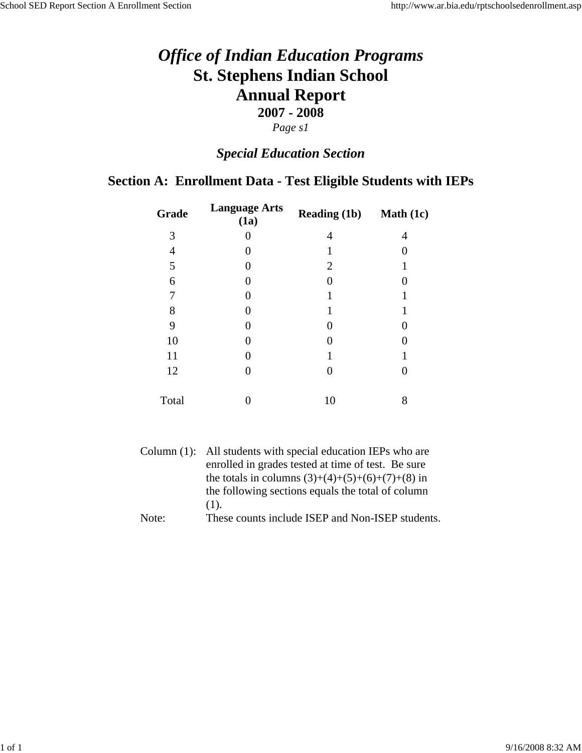# *Office of Indian Education Programs*

# St. Stephens Indian School

# Annual Report

## 2007 - 2008

*Page s1*

### *Special Education Section*

## Section A: Enrollment Data - Test Eligible Students with IEPs

| Grade | Language Arts (1a) | Reading (1b) | Math (1c) |
|---|---|---|---|
| 3 | 0 | 4 | 4 |
| 4 | 0 | 1 | 0 |
| 5 | 0 | 2 | 1 |
| 6 | 0 | 0 | 0 |
| 7 | 0 | 1 | 1 |
| 8 | 0 | 1 | 1 |
| 9 | 0 | 0 | 0 |
| 10 | 0 | 0 | 0 |
| 11 | 0 | 1 | 1 |
| 12 | 0 | 0 | 0 |
| Total | 0 | 10 | 8 |

Column (1): All students with special education IEPs who are enrolled in grades tested at time of test. Be sure the totals in columns (3)+(4)+(5)+(6)+(7)+(8) in the following sections equals the total of column (1).

Note: These counts include ISEP and Non-ISEP students.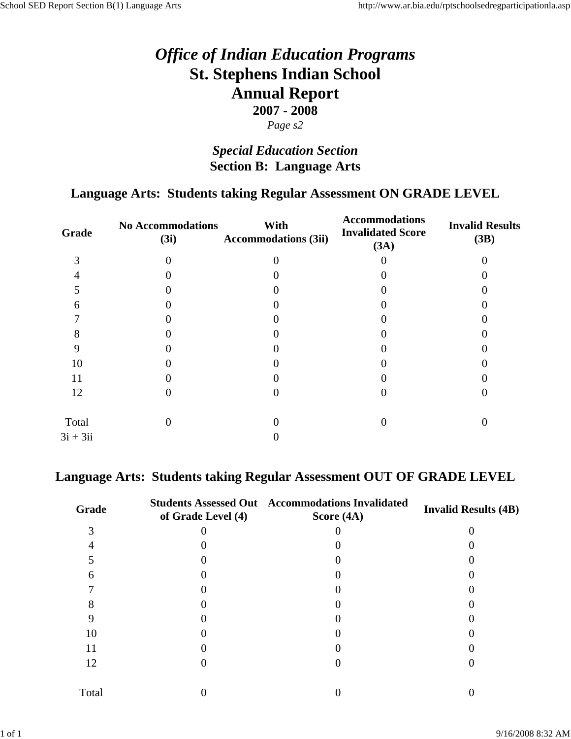# *Office of Indian Education Programs*
# St. Stephens Indian School
# Annual Report
## 2007 - 2008
*Page s2*

### *Special Education Section*
### Section B: Language Arts

### Language Arts: Students taking Regular Assessment ON GRADE LEVEL

| Grade | No Accommodations (3i) | With Accommodations (3ii) | Accommodations Invalidated Score (3A) | Invalid Results (3B) |
|---|---|---|---|---|
| 3 | 0 | 0 | 0 | 0 |
| 4 | 0 | 0 | 0 | 0 |
| 5 | 0 | 0 | 0 | 0 |
| 6 | 0 | 0 | 0 | 0 |
| 7 | 0 | 0 | 0 | 0 |
| 8 | 0 | 0 | 0 | 0 |
| 9 | 0 | 0 | 0 | 0 |
| 10 | 0 | 0 | 0 | 0 |
| 11 | 0 | 0 | 0 | 0 |
| 12 | 0 | 0 | 0 | 0 |
| Total | 0 | 0 | 0 | 0 |
| 3i + 3ii | | 0 | | |

### Language Arts: Students taking Regular Assessment OUT OF GRADE LEVEL

| Grade | Students Assessed Out of Grade Level (4) | Accommodations Invalidated Score (4A) | Invalid Results (4B) |
|---|---|---|---|
| 3 | 0 | 0 | 0 |
| 4 | 0 | 0 | 0 |
| 5 | 0 | 0 | 0 |
| 6 | 0 | 0 | 0 |
| 7 | 0 | 0 | 0 |
| 8 | 0 | 0 | 0 |
| 9 | 0 | 0 | 0 |
| 10 | 0 | 0 | 0 |
| 11 | 0 | 0 | 0 |
| 12 | 0 | 0 | 0 |
| Total | 0 | 0 | 0 |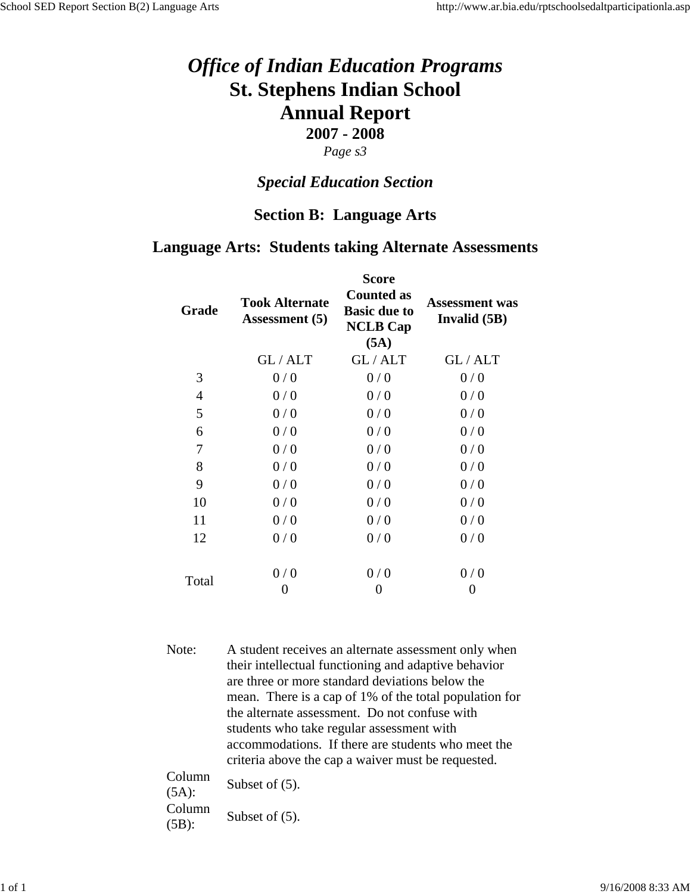# *Office of Indian Education Programs*

# St. Stephens Indian School

# Annual Report

## 2007 - 2008

*Page s3*

## *Special Education Section*

## Section B: Language Arts

## Language Arts: Students taking Alternate Assessments

| Grade | Took Alternate Assessment (5) | Score Counted as Basic due to NCLB Cap (5A) | Assessment was Invalid (5B) |
|---|---|---|---|
| | GL / ALT | GL / ALT | GL / ALT |
| 3 | 0 / 0 | 0 / 0 | 0 / 0 |
| 4 | 0 / 0 | 0 / 0 | 0 / 0 |
| 5 | 0 / 0 | 0 / 0 | 0 / 0 |
| 6 | 0 / 0 | 0 / 0 | 0 / 0 |
| 7 | 0 / 0 | 0 / 0 | 0 / 0 |
| 8 | 0 / 0 | 0 / 0 | 0 / 0 |
| 9 | 0 / 0 | 0 / 0 | 0 / 0 |
| 10 | 0 / 0 | 0 / 0 | 0 / 0 |
| 11 | 0 / 0 | 0 / 0 | 0 / 0 |
| 12 | 0 / 0 | 0 / 0 | 0 / 0 |
| Total | 0 / 0<br>0 | 0 / 0<br>0 | 0 / 0<br>0 |

| | |
|---|---|
| Note: | A student receives an alternate assessment only when their intellectual functioning and adaptive behavior are three or more standard deviations below the mean. There is a cap of 1% of the total population for the alternate assessment. Do not confuse with students who take regular assessment with accommodations. If there are students who meet the criteria above the cap a waiver must be requested. |
| Column (5A): | Subset of (5). |
| Column (5B): | Subset of (5). |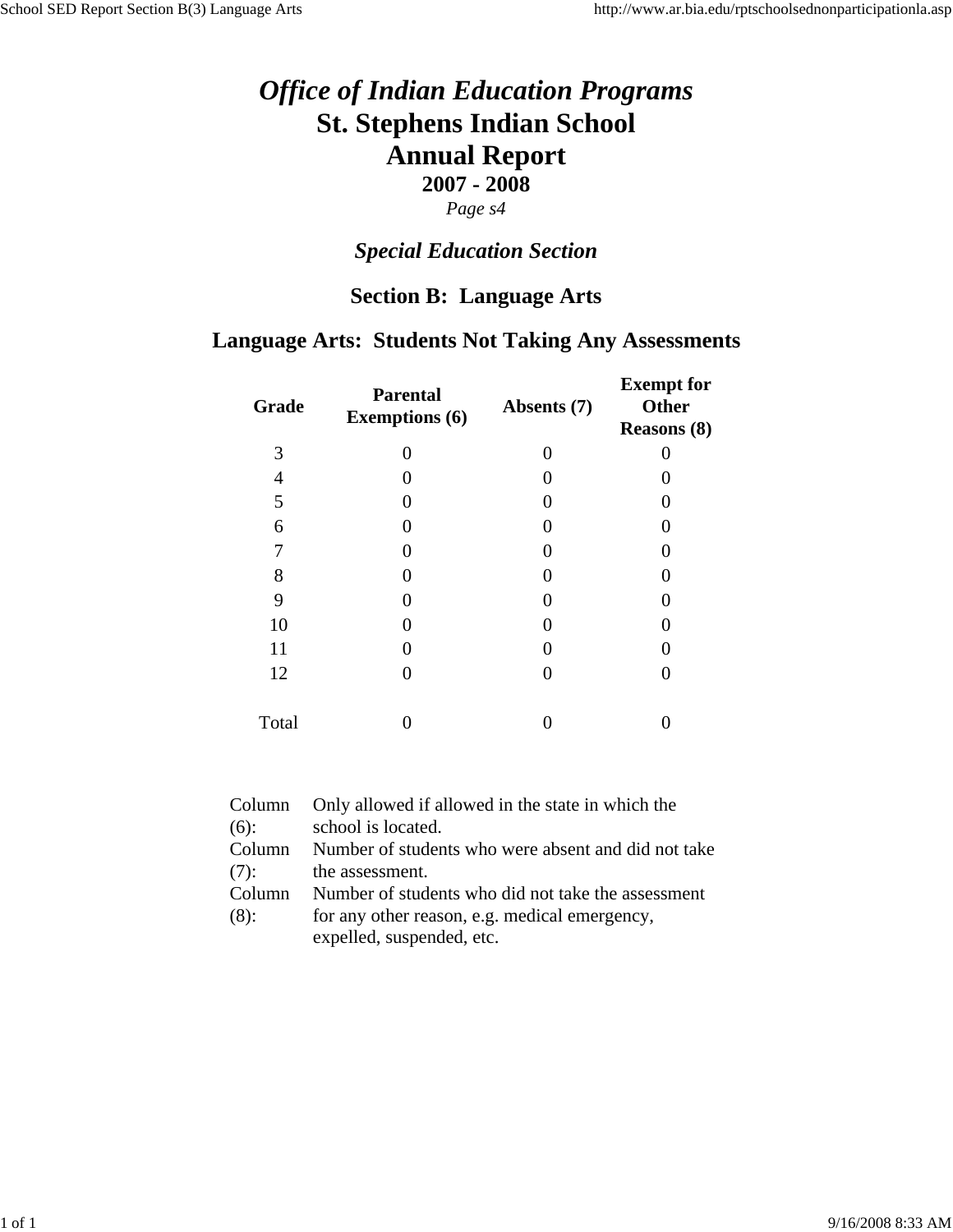# *Office of Indian Education Programs*

# St. Stephens Indian School

# Annual Report

**2007 - 2008**

*Page s4*

### *Special Education Section*

### Section B: Language Arts

### Language Arts: Students Not Taking Any Assessments

| Grade | Parental Exemptions (6) | Absents (7) | Exempt for Other Reasons (8) |
|---|---|---|---|
| 3 | 0 | 0 | 0 |
| 4 | 0 | 0 | 0 |
| 5 | 0 | 0 | 0 |
| 6 | 0 | 0 | 0 |
| 7 | 0 | 0 | 0 |
| 8 | 0 | 0 | 0 |
| 9 | 0 | 0 | 0 |
| 10 | 0 | 0 | 0 |
| 11 | 0 | 0 | 0 |
| 12 | 0 | 0 | 0 |
| Total | 0 | 0 | 0 |

| | |
|---|---|
| Column (6): | Only allowed if allowed in the state in which the school is located. |
| Column (7): | Number of students who were absent and did not take the assessment. |
| Column (8): | Number of students who did not take the assessment for any other reason, e.g. medical emergency, expelled, suspended, etc. |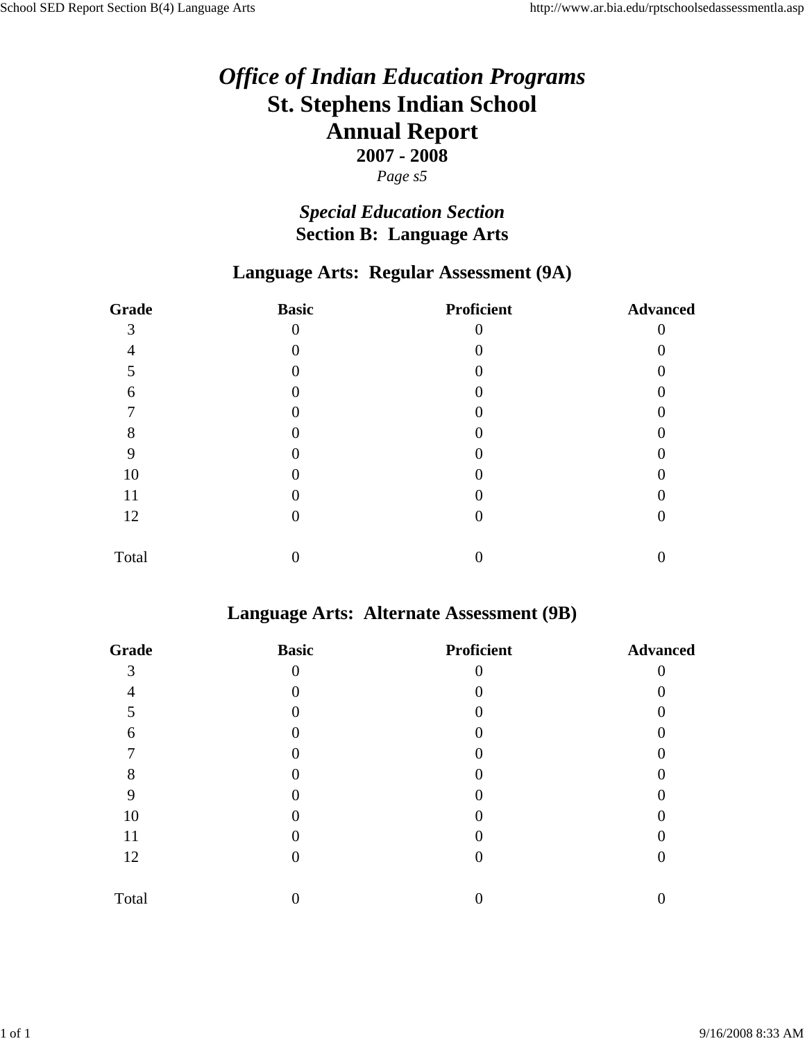# *Office of Indian Education Programs*

# St. Stephens Indian School

# Annual Report

**2007 - 2008**

*Page s5*

## *Special Education Section*

## Section B: Language Arts

### Language Arts: Regular Assessment (9A)

| Grade | Basic | Proficient | Advanced |
|---|---|---|---|
| 3 | 0 | 0 | 0 |
| 4 | 0 | 0 | 0 |
| 5 | 0 | 0 | 0 |
| 6 | 0 | 0 | 0 |
| 7 | 0 | 0 | 0 |
| 8 | 0 | 0 | 0 |
| 9 | 0 | 0 | 0 |
| 10 | 0 | 0 | 0 |
| 11 | 0 | 0 | 0 |
| 12 | 0 | 0 | 0 |
| Total | 0 | 0 | 0 |

### Language Arts: Alternate Assessment (9B)

| Grade | Basic | Proficient | Advanced |
|---|---|---|---|
| 3 | 0 | 0 | 0 |
| 4 | 0 | 0 | 0 |
| 5 | 0 | 0 | 0 |
| 6 | 0 | 0 | 0 |
| 7 | 0 | 0 | 0 |
| 8 | 0 | 0 | 0 |
| 9 | 0 | 0 | 0 |
| 10 | 0 | 0 | 0 |
| 11 | 0 | 0 | 0 |
| 12 | 0 | 0 | 0 |
| Total | 0 | 0 | 0 |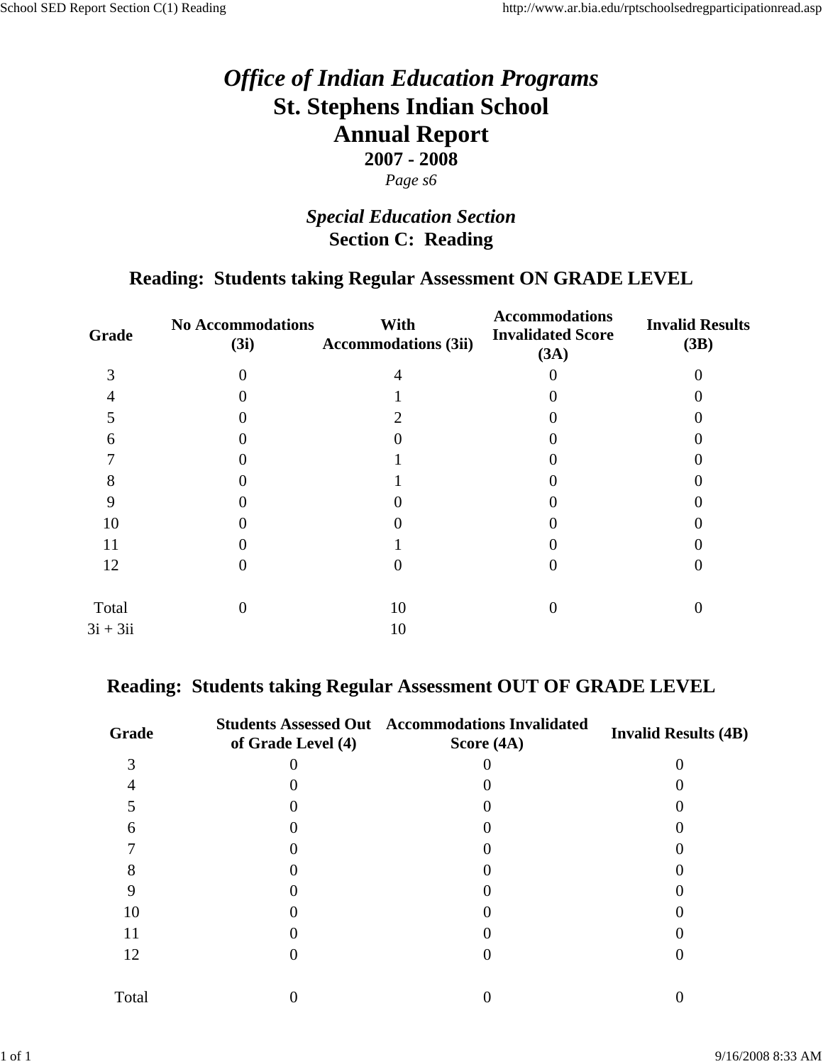# *Office of Indian Education Programs*
# St. Stephens Indian School
# Annual Report
### 2007 - 2008
*Page s6*

## *Special Education Section*
## Section C: Reading

### Reading: Students taking Regular Assessment ON GRADE LEVEL

| Grade | No Accommodations (3i) | With Accommodations (3ii) | Accommodations Invalidated Score (3A) | Invalid Results (3B) |
|---|---|---|---|---|
| 3 | 0 | 4 | 0 | 0 |
| 4 | 0 | 1 | 0 | 0 |
| 5 | 0 | 2 | 0 | 0 |
| 6 | 0 | 0 | 0 | 0 |
| 7 | 0 | 1 | 0 | 0 |
| 8 | 0 | 1 | 0 | 0 |
| 9 | 0 | 0 | 0 | 0 |
| 10 | 0 | 0 | 0 | 0 |
| 11 | 0 | 1 | 0 | 0 |
| 12 | 0 | 0 | 0 | 0 |
| Total | 0 | 10 | 0 | 0 |
| 3i + 3ii | | 10 | | |

### Reading: Students taking Regular Assessment OUT OF GRADE LEVEL

| Grade | Students Assessed Out of Grade Level (4) | Accommodations Invalidated Score (4A) | Invalid Results (4B) |
|---|---|---|---|
| 3 | 0 | 0 | 0 |
| 4 | 0 | 0 | 0 |
| 5 | 0 | 0 | 0 |
| 6 | 0 | 0 | 0 |
| 7 | 0 | 0 | 0 |
| 8 | 0 | 0 | 0 |
| 9 | 0 | 0 | 0 |
| 10 | 0 | 0 | 0 |
| 11 | 0 | 0 | 0 |
| 12 | 0 | 0 | 0 |
| Total | 0 | 0 | 0 |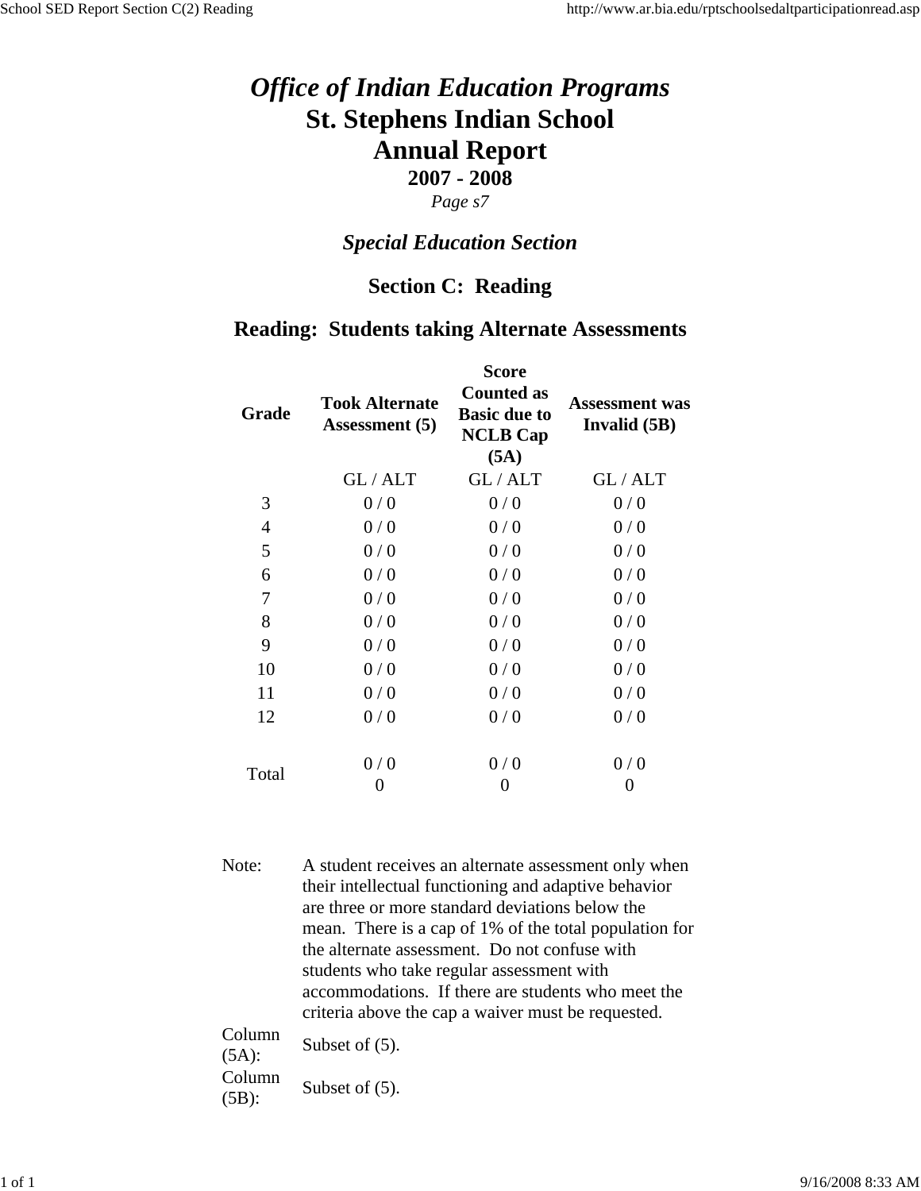# *Office of Indian Education Programs*

# St. Stephens Indian School

# Annual Report

### 2007 - 2008

*Page s7*

## *Special Education Section*

## Section C: Reading

## Reading: Students taking Alternate Assessments

| Grade | Took Alternate Assessment (5) | Score Counted as Basic due to NCLB Cap (5A) | Assessment was Invalid (5B) |
|---|---|---|---|
| | GL / ALT | GL / ALT | GL / ALT |
| 3 | 0 / 0 | 0 / 0 | 0 / 0 |
| 4 | 0 / 0 | 0 / 0 | 0 / 0 |
| 5 | 0 / 0 | 0 / 0 | 0 / 0 |
| 6 | 0 / 0 | 0 / 0 | 0 / 0 |
| 7 | 0 / 0 | 0 / 0 | 0 / 0 |
| 8 | 0 / 0 | 0 / 0 | 0 / 0 |
| 9 | 0 / 0 | 0 / 0 | 0 / 0 |
| 10 | 0 / 0 | 0 / 0 | 0 / 0 |
| 11 | 0 / 0 | 0 / 0 | 0 / 0 |
| 12 | 0 / 0 | 0 / 0 | 0 / 0 |
| Total | 0 / 0<br>0 | 0 / 0<br>0 | 0 / 0<br>0 |

Note: A student receives an alternate assessment only when their intellectual functioning and adaptive behavior are three or more standard deviations below the mean. There is a cap of 1% of the total population for the alternate assessment. Do not confuse with students who take regular assessment with accommodations. If there are students who meet the criteria above the cap a waiver must be requested.

Column (5A): Subset of (5).

Column (5B): Subset of (5).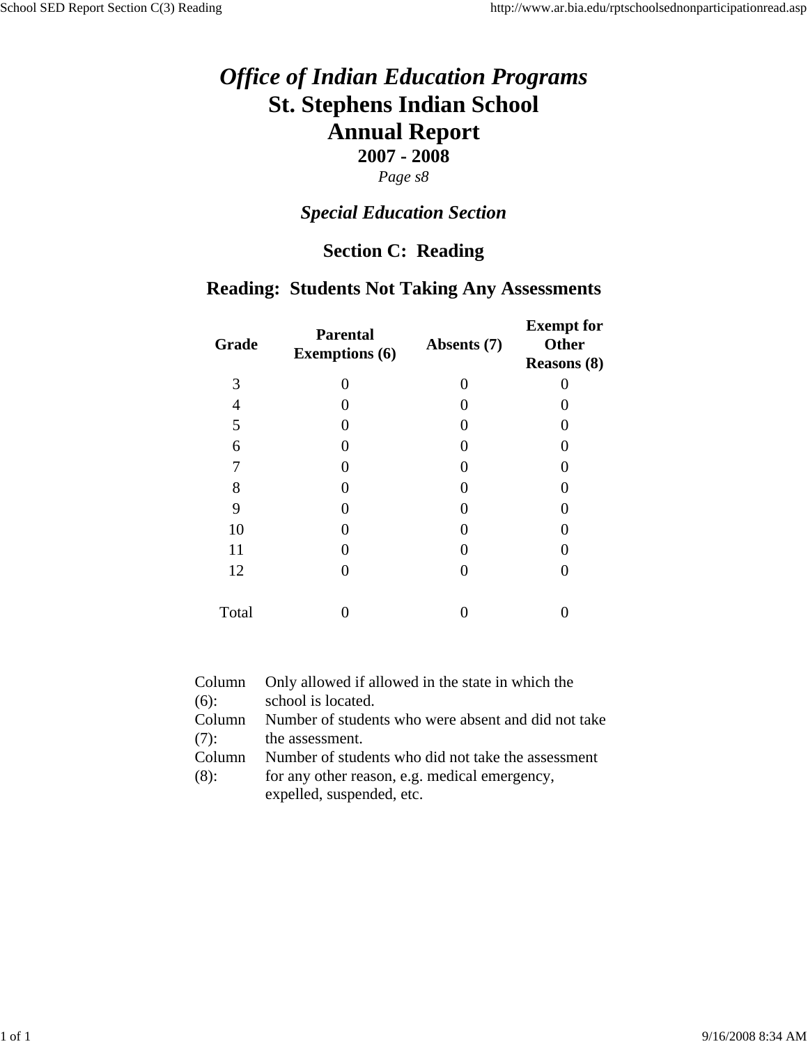# *Office of Indian Education Programs*
# St. Stephens Indian School
# Annual Report
## 2007 - 2008

*Page s8*

## *Special Education Section*

## Section C: Reading

## Reading: Students Not Taking Any Assessments

| Grade | Parental Exemptions (6) | Absents (7) | Exempt for Other Reasons (8) |
|---|---|---|---|
| 3 | 0 | 0 | 0 |
| 4 | 0 | 0 | 0 |
| 5 | 0 | 0 | 0 |
| 6 | 0 | 0 | 0 |
| 7 | 0 | 0 | 0 |
| 8 | 0 | 0 | 0 |
| 9 | 0 | 0 | 0 |
| 10 | 0 | 0 | 0 |
| 11 | 0 | 0 | 0 |
| 12 | 0 | 0 | 0 |
| Total | 0 | 0 | 0 |

| | |
|---|---|
| Column (6): | Only allowed if allowed in the state in which the school is located. |
| Column (7): | Number of students who were absent and did not take the assessment. |
| Column (8): | Number of students who did not take the assessment for any other reason, e.g. medical emergency, expelled, suspended, etc. |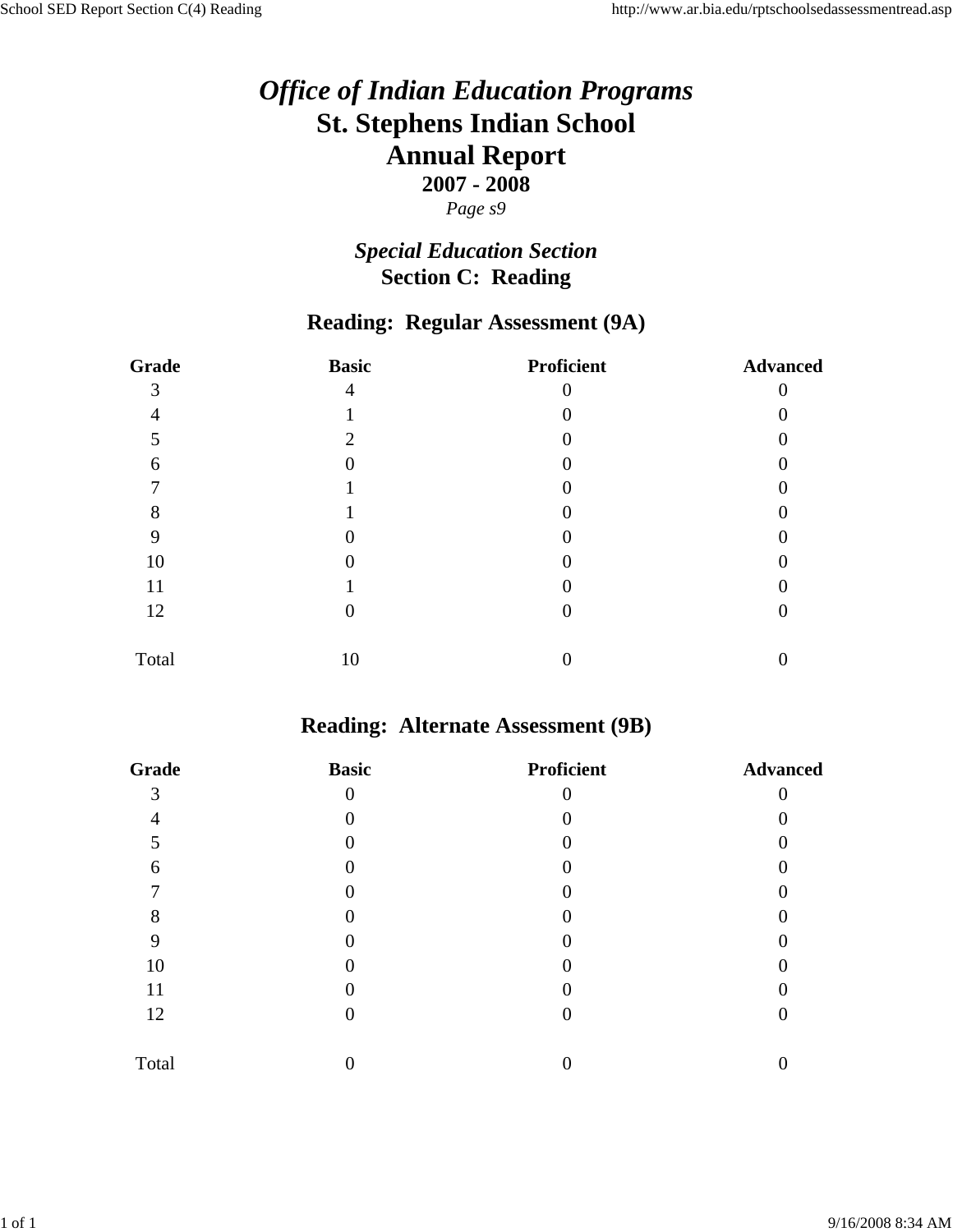# *Office of Indian Education Programs*
# St. Stephens Indian School
# Annual Report
## 2007 - 2008

*Page s9*

## *Special Education Section*
## Section C: Reading

### Reading: Regular Assessment (9A)

| Grade | Basic | Proficient | Advanced |
|---|---|---|---|
| 3 | 4 | 0 | 0 |
| 4 | 1 | 0 | 0 |
| 5 | 2 | 0 | 0 |
| 6 | 0 | 0 | 0 |
| 7 | 1 | 0 | 0 |
| 8 | 1 | 0 | 0 |
| 9 | 0 | 0 | 0 |
| 10 | 0 | 0 | 0 |
| 11 | 1 | 0 | 0 |
| 12 | 0 | 0 | 0 |
| Total | 10 | 0 | 0 |

### Reading: Alternate Assessment (9B)

| Grade | Basic | Proficient | Advanced |
|---|---|---|---|
| 3 | 0 | 0 | 0 |
| 4 | 0 | 0 | 0 |
| 5 | 0 | 0 | 0 |
| 6 | 0 | 0 | 0 |
| 7 | 0 | 0 | 0 |
| 8 | 0 | 0 | 0 |
| 9 | 0 | 0 | 0 |
| 10 | 0 | 0 | 0 |
| 11 | 0 | 0 | 0 |
| 12 | 0 | 0 | 0 |
| Total | 0 | 0 | 0 |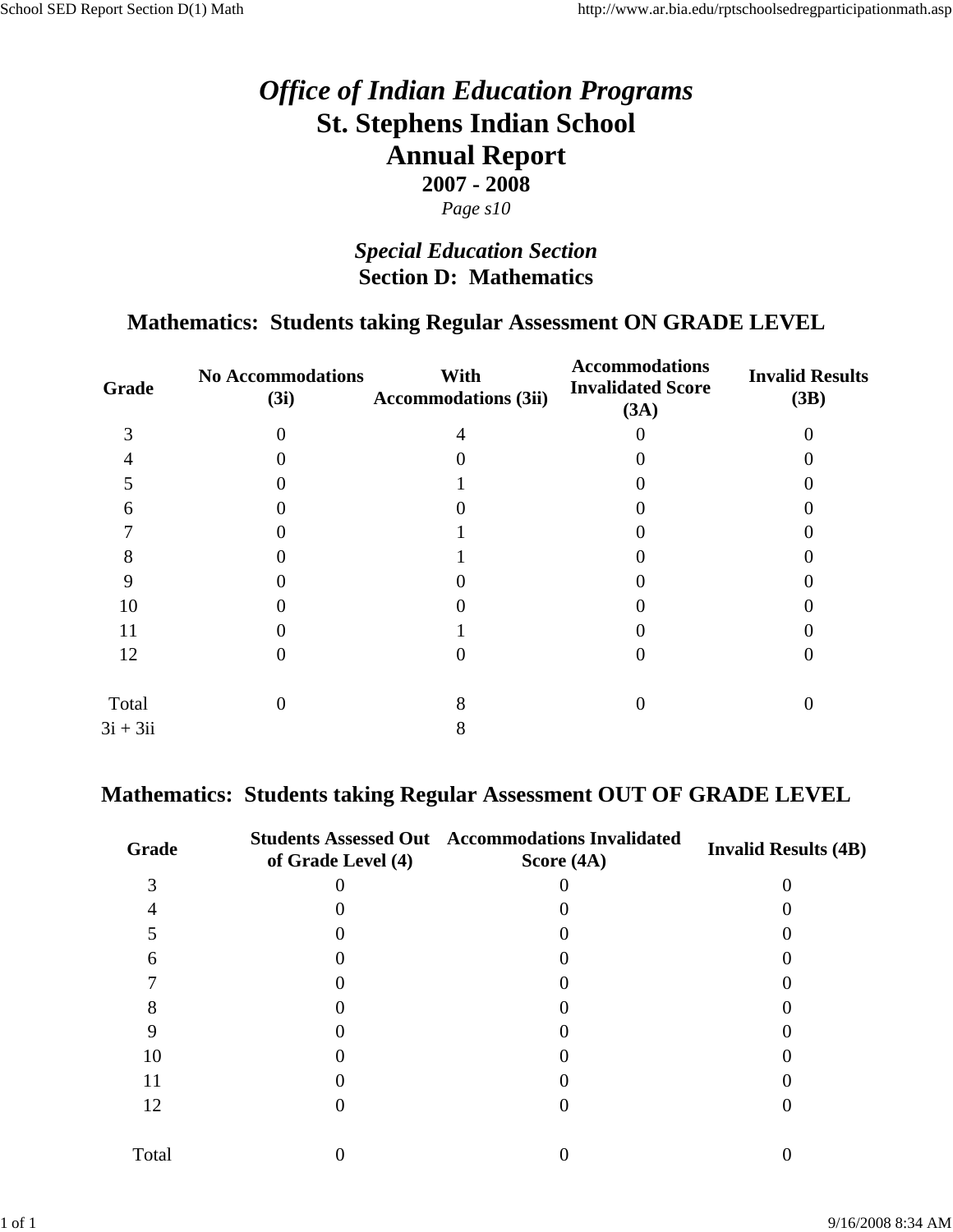# *Office of Indian Education Programs*
# St. Stephens Indian School
# Annual Report
### 2007 - 2008
*Page s10*

## *Special Education Section*
## Section D: Mathematics

### Mathematics: Students taking Regular Assessment ON GRADE LEVEL

| Grade | No Accommodations (3i) | With Accommodations (3ii) | Accommodations Invalidated Score (3A) | Invalid Results (3B) |
|---|---|---|---|---|
| 3 | 0 | 4 | 0 | 0 |
| 4 | 0 | 0 | 0 | 0 |
| 5 | 0 | 1 | 0 | 0 |
| 6 | 0 | 0 | 0 | 0 |
| 7 | 0 | 1 | 0 | 0 |
| 8 | 0 | 1 | 0 | 0 |
| 9 | 0 | 0 | 0 | 0 |
| 10 | 0 | 0 | 0 | 0 |
| 11 | 0 | 1 | 0 | 0 |
| 12 | 0 | 0 | 0 | 0 |
| Total | 0 | 8 | 0 | 0 |
| 3i + 3ii | | 8 | | |

### Mathematics: Students taking Regular Assessment OUT OF GRADE LEVEL

| Grade | Students Assessed Out of Grade Level (4) | Accommodations Invalidated Score (4A) | Invalid Results (4B) |
|---|---|---|---|
| 3 | 0 | 0 | 0 |
| 4 | 0 | 0 | 0 |
| 5 | 0 | 0 | 0 |
| 6 | 0 | 0 | 0 |
| 7 | 0 | 0 | 0 |
| 8 | 0 | 0 | 0 |
| 9 | 0 | 0 | 0 |
| 10 | 0 | 0 | 0 |
| 11 | 0 | 0 | 0 |
| 12 | 0 | 0 | 0 |
| Total | 0 | 0 | 0 |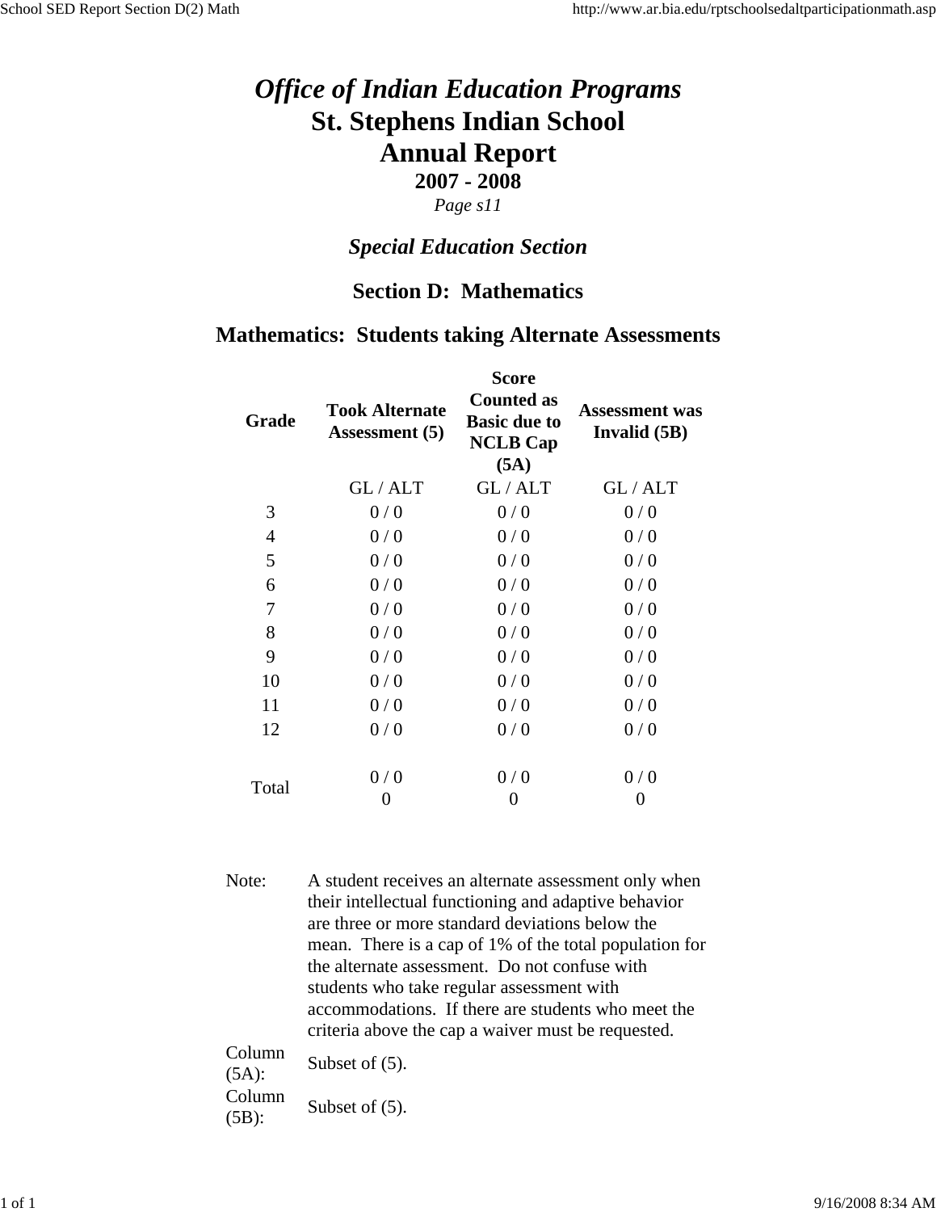# *Office of Indian Education Programs*
# St. Stephens Indian School
# Annual Report

**2007 - 2008**

*Page s11*

## *Special Education Section*

## Section D: Mathematics

### Mathematics: Students taking Alternate Assessments

| Grade | Took Alternate Assessment (5) | Score Counted as Basic due to NCLB Cap (5A) | Assessment was Invalid (5B) |
|---|---|---|---|
| | GL / ALT | GL / ALT | GL / ALT |
| 3 | 0 / 0 | 0 / 0 | 0 / 0 |
| 4 | 0 / 0 | 0 / 0 | 0 / 0 |
| 5 | 0 / 0 | 0 / 0 | 0 / 0 |
| 6 | 0 / 0 | 0 / 0 | 0 / 0 |
| 7 | 0 / 0 | 0 / 0 | 0 / 0 |
| 8 | 0 / 0 | 0 / 0 | 0 / 0 |
| 9 | 0 / 0 | 0 / 0 | 0 / 0 |
| 10 | 0 / 0 | 0 / 0 | 0 / 0 |
| 11 | 0 / 0 | 0 / 0 | 0 / 0 |
| 12 | 0 / 0 | 0 / 0 | 0 / 0 |
| Total | 0 / 0<br>0 | 0 / 0<br>0 | 0 / 0<br>0 |

Note: A student receives an alternate assessment only when their intellectual functioning and adaptive behavior are three or more standard deviations below the mean. There is a cap of 1% of the total population for the alternate assessment. Do not confuse with students who take regular assessment with accommodations. If there are students who meet the criteria above the cap a waiver must be requested.

Column (5A): Subset of (5).

Column (5B): Subset of (5).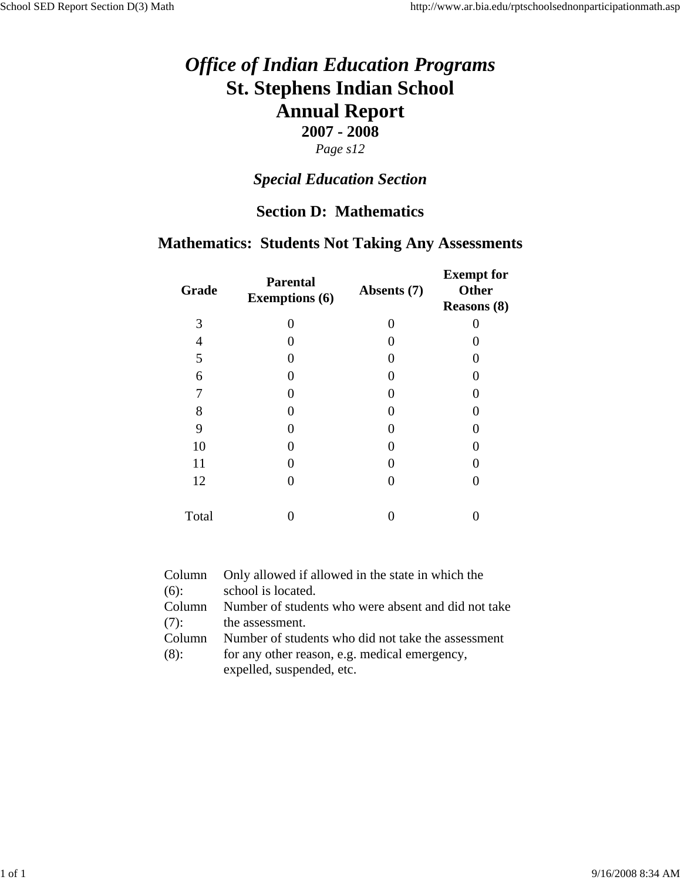# *Office of Indian Education Programs*

# St. Stephens Indian School

# Annual Report

### 2007 - 2008

*Page s12*

## *Special Education Section*

## Section D: Mathematics

## Mathematics: Students Not Taking Any Assessments

| Grade | Parental Exemptions (6) | Absents (7) | Exempt for Other Reasons (8) |
|---|---|---|---|
| 3 | 0 | 0 | 0 |
| 4 | 0 | 0 | 0 |
| 5 | 0 | 0 | 0 |
| 6 | 0 | 0 | 0 |
| 7 | 0 | 0 | 0 |
| 8 | 0 | 0 | 0 |
| 9 | 0 | 0 | 0 |
| 10 | 0 | 0 | 0 |
| 11 | 0 | 0 | 0 |
| 12 | 0 | 0 | 0 |
| Total | 0 | 0 | 0 |

| | |
|---|---|
| Column (6): | Only allowed if allowed in the state in which the school is located. |
| Column (7): | Number of students who were absent and did not take the assessment. |
| Column (8): | Number of students who did not take the assessment for any other reason, e.g. medical emergency, expelled, suspended, etc. |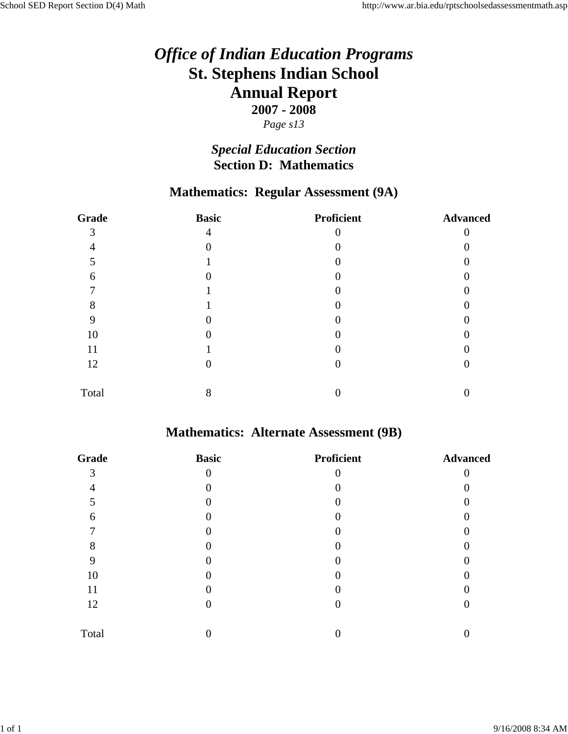# *Office of Indian Education Programs*
# St. Stephens Indian School
# Annual Report
## 2007 - 2008
*Page s13*

### *Special Education Section*
### Section D: Mathematics

### Mathematics: Regular Assessment (9A)

| Grade | Basic | Proficient | Advanced |
|---|---|---|---|
| 3 | 4 | 0 | 0 |
| 4 | 0 | 0 | 0 |
| 5 | 1 | 0 | 0 |
| 6 | 0 | 0 | 0 |
| 7 | 1 | 0 | 0 |
| 8 | 1 | 0 | 0 |
| 9 | 0 | 0 | 0 |
| 10 | 0 | 0 | 0 |
| 11 | 1 | 0 | 0 |
| 12 | 0 | 0 | 0 |
| Total | 8 | 0 | 0 |

### Mathematics: Alternate Assessment (9B)

| Grade | Basic | Proficient | Advanced |
|---|---|---|---|
| 3 | 0 | 0 | 0 |
| 4 | 0 | 0 | 0 |
| 5 | 0 | 0 | 0 |
| 6 | 0 | 0 | 0 |
| 7 | 0 | 0 | 0 |
| 8 | 0 | 0 | 0 |
| 9 | 0 | 0 | 0 |
| 10 | 0 | 0 | 0 |
| 11 | 0 | 0 | 0 |
| 12 | 0 | 0 | 0 |
| Total | 0 | 0 | 0 |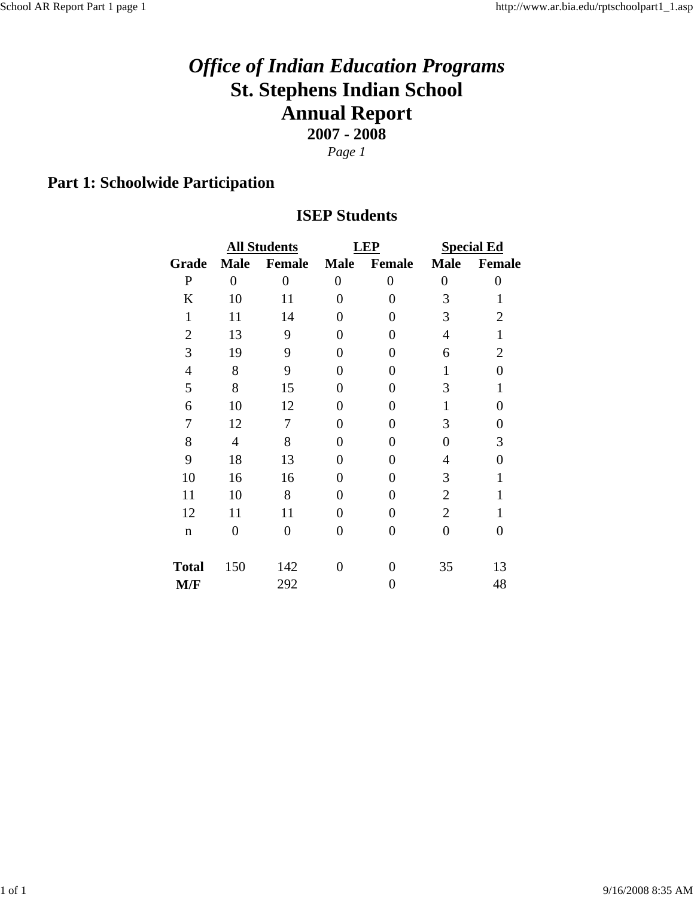# *Office of Indian Education Programs*
# St. Stephens Indian School
# Annual Report
### 2007 - 2008
*Page 1*

## Part 1: Schoolwide Participation

### ISEP Students

| | All Students | | LEP | | Special Ed | |
|---|---|---|---|---|---|---|
| **Grade** | **Male** | **Female** | **Male** | **Female** | **Male** | **Female** |
| P | 0 | 0 | 0 | 0 | 0 | 0 |
| K | 10 | 11 | 0 | 0 | 3 | 1 |
| 1 | 11 | 14 | 0 | 0 | 3 | 2 |
| 2 | 13 | 9 | 0 | 0 | 4 | 1 |
| 3 | 19 | 9 | 0 | 0 | 6 | 2 |
| 4 | 8 | 9 | 0 | 0 | 1 | 0 |
| 5 | 8 | 15 | 0 | 0 | 3 | 1 |
| 6 | 10 | 12 | 0 | 0 | 1 | 0 |
| 7 | 12 | 7 | 0 | 0 | 3 | 0 |
| 8 | 4 | 8 | 0 | 0 | 0 | 3 |
| 9 | 18 | 13 | 0 | 0 | 4 | 0 |
| 10 | 16 | 16 | 0 | 0 | 3 | 1 |
| 11 | 10 | 8 | 0 | 0 | 2 | 1 |
| 12 | 11 | 11 | 0 | 0 | 2 | 1 |
| n | 0 | 0 | 0 | 0 | 0 | 0 |
| **Total** | 150 | 142 | 0 | 0 | 35 | 13 |
| **M/F** | | 292 | | 0 | | 48 |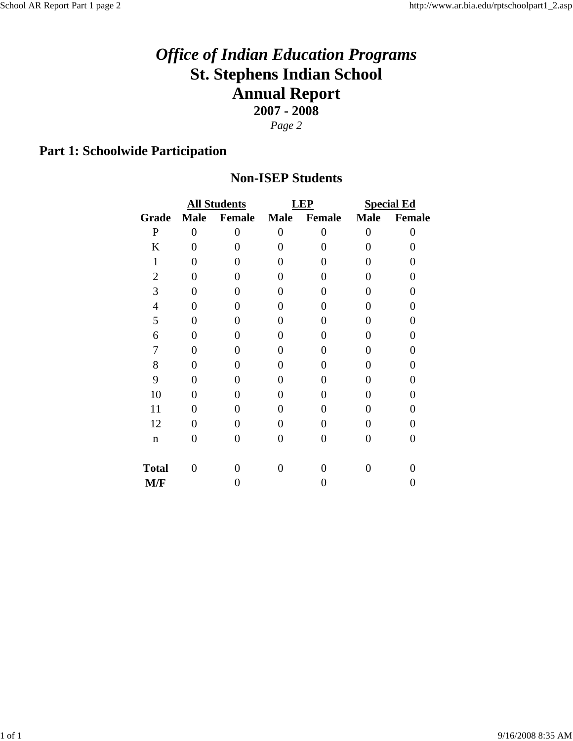# *Office of Indian Education Programs*
# St. Stephens Indian School
# Annual Report
## 2007 - 2008
*Page 2*

## Part 1: Schoolwide Participation

### Non-ISEP Students

| | All Students | | LEP | | Special Ed | |
|---|---|---|---|---|---|---|
| **Grade** | **Male** | **Female** | **Male** | **Female** | **Male** | **Female** |
| P | 0 | 0 | 0 | 0 | 0 | 0 |
| K | 0 | 0 | 0 | 0 | 0 | 0 |
| 1 | 0 | 0 | 0 | 0 | 0 | 0 |
| 2 | 0 | 0 | 0 | 0 | 0 | 0 |
| 3 | 0 | 0 | 0 | 0 | 0 | 0 |
| 4 | 0 | 0 | 0 | 0 | 0 | 0 |
| 5 | 0 | 0 | 0 | 0 | 0 | 0 |
| 6 | 0 | 0 | 0 | 0 | 0 | 0 |
| 7 | 0 | 0 | 0 | 0 | 0 | 0 |
| 8 | 0 | 0 | 0 | 0 | 0 | 0 |
| 9 | 0 | 0 | 0 | 0 | 0 | 0 |
| 10 | 0 | 0 | 0 | 0 | 0 | 0 |
| 11 | 0 | 0 | 0 | 0 | 0 | 0 |
| 12 | 0 | 0 | 0 | 0 | 0 | 0 |
| n | 0 | 0 | 0 | 0 | 0 | 0 |
| **Total** | 0 | 0 | 0 | 0 | 0 | 0 |
| **M/F** | | 0 | | 0 | | 0 |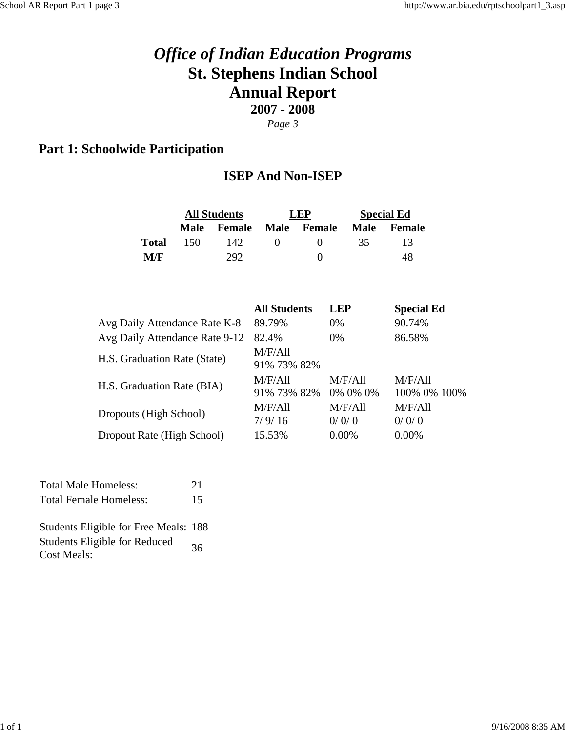# *Office of Indian Education Programs*
# St. Stephens Indian School
# Annual Report
### 2007 - 2008
*Page 3*

## Part 1: Schoolwide Participation

### ISEP And Non-ISEP

| | All Students | | LEP | | Special Ed | |
|---|---|---|---|---|---|---|
| | **Male** | **Female** | **Male** | **Female** | **Male** | **Female** |
| **Total** | 150 | 142 | 0 | 0 | 35 | 13 |
| **M/F** | | 292 | | 0 | | 48 |

| | All Students | LEP | Special Ed |
|---|---|---|---|
| Avg Daily Attendance Rate K-8 | 89.79% | 0% | 90.74% |
| Avg Daily Attendance Rate 9-12 | 82.4% | 0% | 86.58% |
| H.S. Graduation Rate (State) | M/F/All 91% 73% 82% | | |
| H.S. Graduation Rate (BIA) | M/F/All 91% 73% 82% | M/F/All 0% 0% 0% | M/F/All 100% 0% 100% |
| Dropouts (High School) | M/F/All 7/ 9/ 16 | M/F/All 0/ 0/ 0 | M/F/All 0/ 0/ 0 |
| Dropout Rate (High School) | 15.53% | 0.00% | 0.00% |

| | |
|---|---|
| Total Male Homeless: | 21 |
| Total Female Homeless: | 15 |

| | |
|---|---|
| Students Eligible for Free Meals: | 188 |
| Students Eligible for Reduced Cost Meals: | 36 |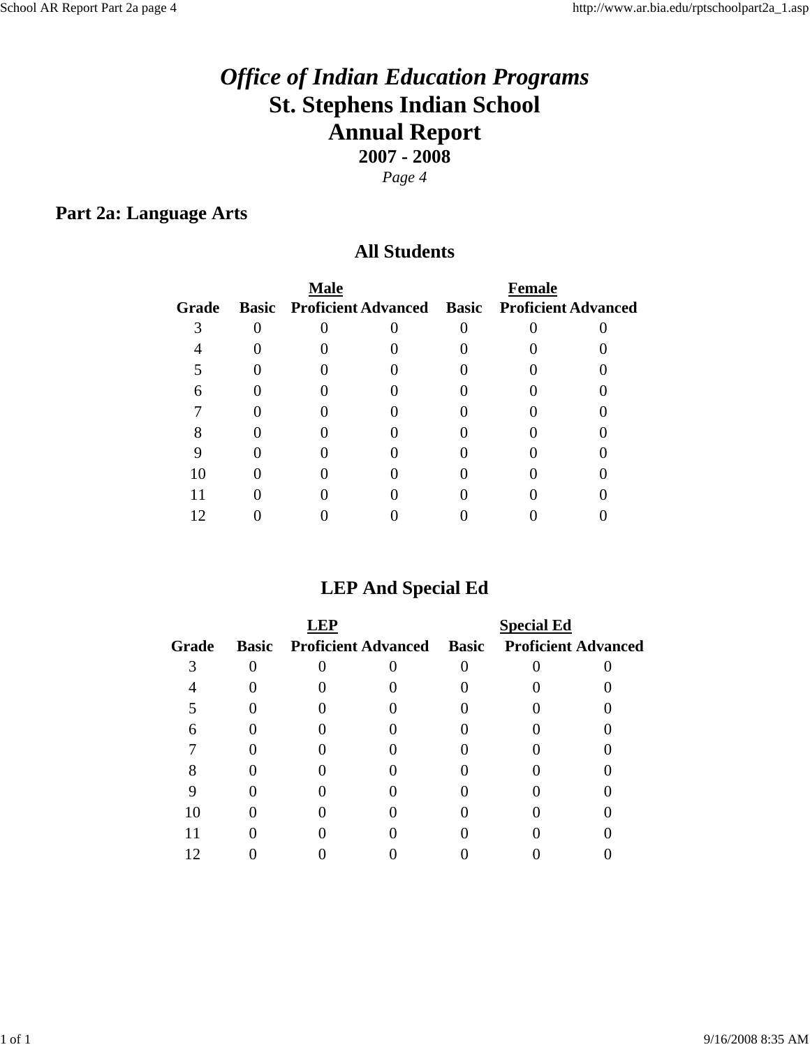# *Office of Indian Education Programs*
# St. Stephens Indian School
# Annual Report
## 2007 - 2008

*Page 4*

## Part 2a: Language Arts

### All Students

| | Male | | | Female | | |
|---|---|---|---|---|---|---|
| **Grade** | **Basic** | **Proficient** | **Advanced** | **Basic** | **Proficient** | **Advanced** |
| 3 | 0 | 0 | 0 | 0 | 0 | 0 |
| 4 | 0 | 0 | 0 | 0 | 0 | 0 |
| 5 | 0 | 0 | 0 | 0 | 0 | 0 |
| 6 | 0 | 0 | 0 | 0 | 0 | 0 |
| 7 | 0 | 0 | 0 | 0 | 0 | 0 |
| 8 | 0 | 0 | 0 | 0 | 0 | 0 |
| 9 | 0 | 0 | 0 | 0 | 0 | 0 |
| 10 | 0 | 0 | 0 | 0 | 0 | 0 |
| 11 | 0 | 0 | 0 | 0 | 0 | 0 |
| 12 | 0 | 0 | 0 | 0 | 0 | 0 |

### LEP And Special Ed

| | LEP | | | Special Ed | | |
|---|---|---|---|---|---|---|
| **Grade** | **Basic** | **Proficient** | **Advanced** | **Basic** | **Proficient** | **Advanced** |
| 3 | 0 | 0 | 0 | 0 | 0 | 0 |
| 4 | 0 | 0 | 0 | 0 | 0 | 0 |
| 5 | 0 | 0 | 0 | 0 | 0 | 0 |
| 6 | 0 | 0 | 0 | 0 | 0 | 0 |
| 7 | 0 | 0 | 0 | 0 | 0 | 0 |
| 8 | 0 | 0 | 0 | 0 | 0 | 0 |
| 9 | 0 | 0 | 0 | 0 | 0 | 0 |
| 10 | 0 | 0 | 0 | 0 | 0 | 0 |
| 11 | 0 | 0 | 0 | 0 | 0 | 0 |
| 12 | 0 | 0 | 0 | 0 | 0 | 0 |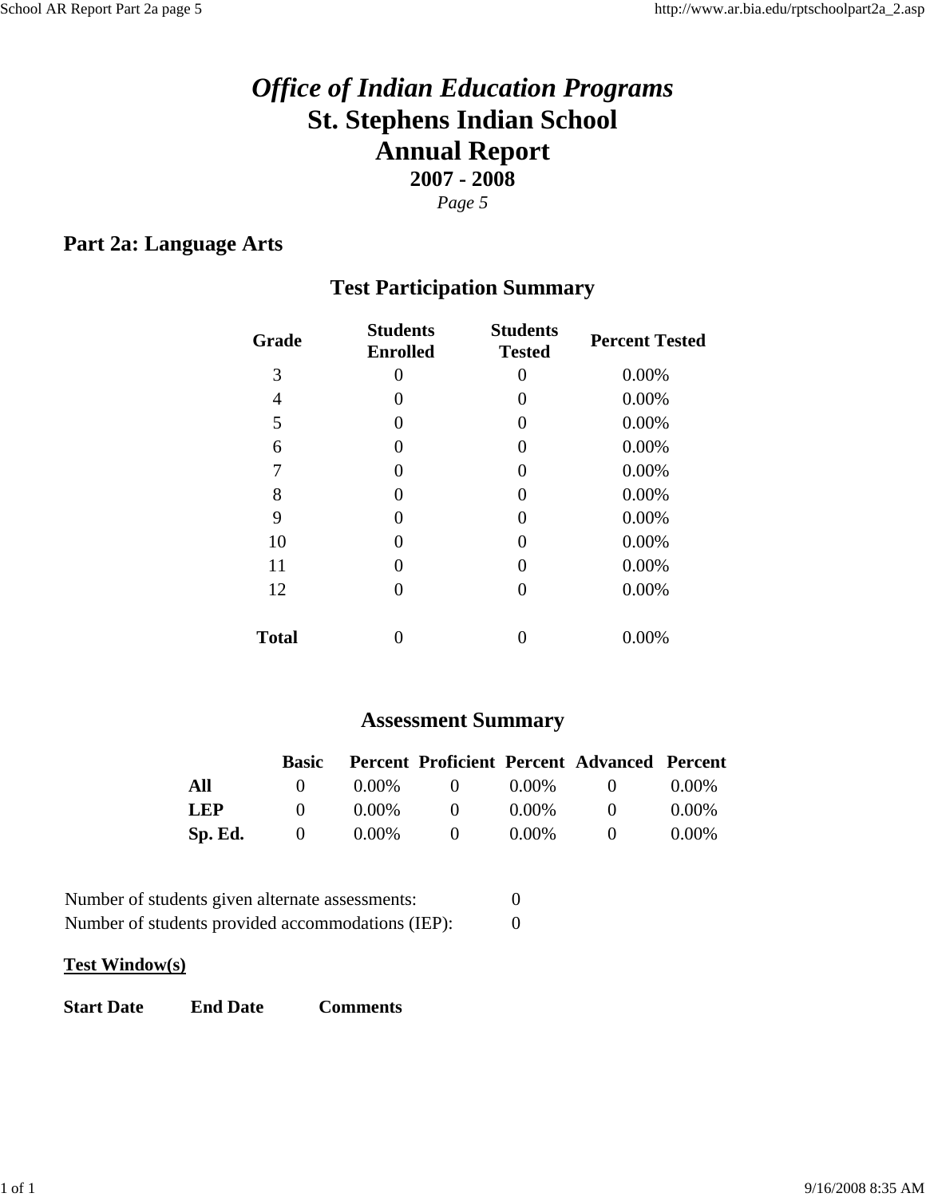# *Office of Indian Education Programs*
# St. Stephens Indian School
# Annual Report
## 2007 - 2008
*Page 5*

## Part 2a: Language Arts

### Test Participation Summary

| Grade | Students Enrolled | Students Tested | Percent Tested |
|---|---|---|---|
| 3 | 0 | 0 | 0.00% |
| 4 | 0 | 0 | 0.00% |
| 5 | 0 | 0 | 0.00% |
| 6 | 0 | 0 | 0.00% |
| 7 | 0 | 0 | 0.00% |
| 8 | 0 | 0 | 0.00% |
| 9 | 0 | 0 | 0.00% |
| 10 | 0 | 0 | 0.00% |
| 11 | 0 | 0 | 0.00% |
| 12 | 0 | 0 | 0.00% |
| **Total** | 0 | 0 | 0.00% |

### Assessment Summary

| | Basic | Percent | Proficient | Percent | Advanced | Percent |
|---|---|---|---|---|---|---|
| **All** | 0 | 0.00% | 0 | 0.00% | 0 | 0.00% |
| **LEP** | 0 | 0.00% | 0 | 0.00% | 0 | 0.00% |
| **Sp. Ed.** | 0 | 0.00% | 0 | 0.00% | 0 | 0.00% |

Number of students given alternate assessments: 0

Number of students provided accommodations (IEP): 0

**Test Window(s)**

| Start Date | End Date | Comments |
|---|---|---|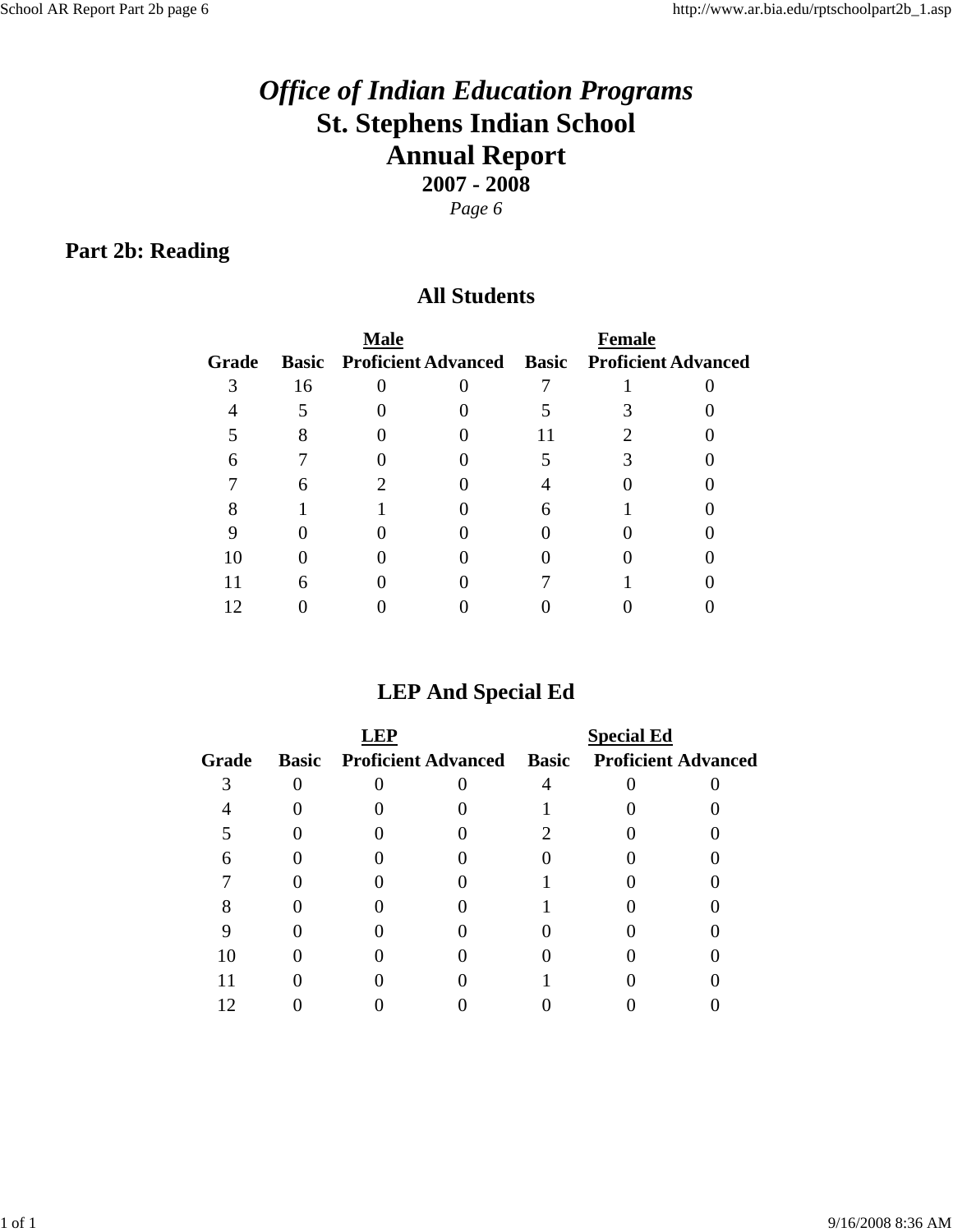# *Office of Indian Education Programs*
# St. Stephens Indian School
# Annual Report
### 2007 - 2008
*Page 6*

## Part 2b: Reading

### All Students

| | Male | | | Female | | |
|---|---|---|---|---|---|---|
| Grade | Basic | Proficient | Advanced | Basic | Proficient | Advanced |
| 3 | 16 | 0 | 0 | 7 | 1 | 0 |
| 4 | 5 | 0 | 0 | 5 | 3 | 0 |
| 5 | 8 | 0 | 0 | 11 | 2 | 0 |
| 6 | 7 | 0 | 0 | 5 | 3 | 0 |
| 7 | 6 | 2 | 0 | 4 | 0 | 0 |
| 8 | 1 | 1 | 0 | 6 | 1 | 0 |
| 9 | 0 | 0 | 0 | 0 | 0 | 0 |
| 10 | 0 | 0 | 0 | 0 | 0 | 0 |
| 11 | 6 | 0 | 0 | 7 | 1 | 0 |
| 12 | 0 | 0 | 0 | 0 | 0 | 0 |

### LEP And Special Ed

| | LEP | | | Special Ed | | |
|---|---|---|---|---|---|---|
| Grade | Basic | Proficient | Advanced | Basic | Proficient | Advanced |
| 3 | 0 | 0 | 0 | 4 | 0 | 0 |
| 4 | 0 | 0 | 0 | 1 | 0 | 0 |
| 5 | 0 | 0 | 0 | 2 | 0 | 0 |
| 6 | 0 | 0 | 0 | 0 | 0 | 0 |
| 7 | 0 | 0 | 0 | 1 | 0 | 0 |
| 8 | 0 | 0 | 0 | 1 | 0 | 0 |
| 9 | 0 | 0 | 0 | 0 | 0 | 0 |
| 10 | 0 | 0 | 0 | 0 | 0 | 0 |
| 11 | 0 | 0 | 0 | 1 | 0 | 0 |
| 12 | 0 | 0 | 0 | 0 | 0 | 0 |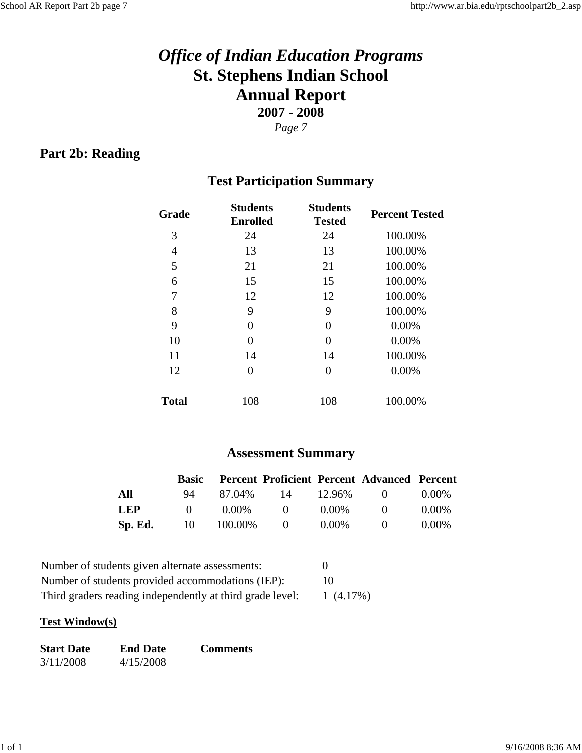# *Office of Indian Education Programs*
# St. Stephens Indian School
# Annual Report
## 2007 - 2008
*Page 7*

## Part 2b: Reading

### Test Participation Summary

| Grade | Students Enrolled | Students Tested | Percent Tested |
|---|---|---|---|
| 3 | 24 | 24 | 100.00% |
| 4 | 13 | 13 | 100.00% |
| 5 | 21 | 21 | 100.00% |
| 6 | 15 | 15 | 100.00% |
| 7 | 12 | 12 | 100.00% |
| 8 | 9 | 9 | 100.00% |
| 9 | 0 | 0 | 0.00% |
| 10 | 0 | 0 | 0.00% |
| 11 | 14 | 14 | 100.00% |
| 12 | 0 | 0 | 0.00% |
| **Total** | 108 | 108 | 100.00% |

### Assessment Summary

| | Basic | Percent | Proficient | Percent | Advanced | Percent |
|---|---|---|---|---|---|---|
| **All** | 94 | 87.04% | 14 | 12.96% | 0 | 0.00% |
| **LEP** | 0 | 0.00% | 0 | 0.00% | 0 | 0.00% |
| **Sp. Ed.** | 10 | 100.00% | 0 | 0.00% | 0 | 0.00% |

| | |
|---|---|
| Number of students given alternate assessments: | 0 |
| Number of students provided accommodations (IEP): | 10 |
| Third graders reading independently at third grade level: | 1 (4.17%) |

**Test Window(s)**

| Start Date | End Date | Comments |
|---|---|---|
| 3/11/2008 | 4/15/2008 | |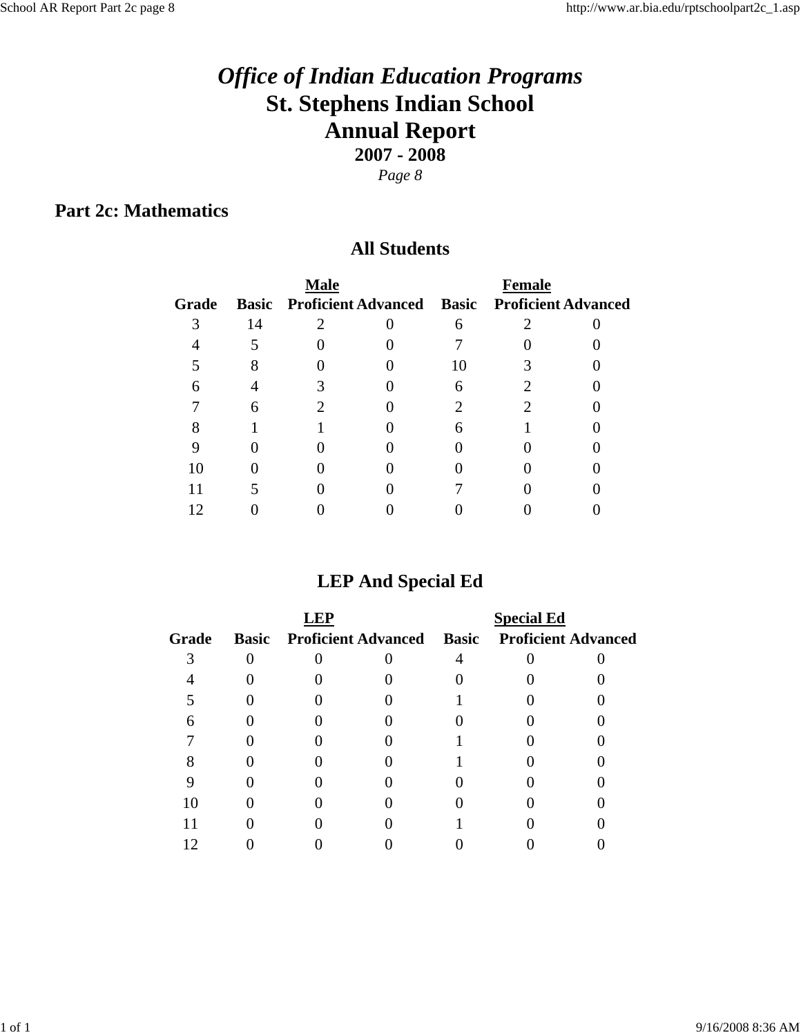# *Office of Indian Education Programs*
# St. Stephens Indian School
# Annual Report
## 2007 - 2008
*Page 8*

## Part 2c: Mathematics

### All Students

| | Male | | | Female | | |
|---|---|---|---|---|---|---|
| Grade | Basic | Proficient | Advanced | Basic | Proficient | Advanced |
| 3 | 14 | 2 | 0 | 6 | 2 | 0 |
| 4 | 5 | 0 | 0 | 7 | 0 | 0 |
| 5 | 8 | 0 | 0 | 10 | 3 | 0 |
| 6 | 4 | 3 | 0 | 6 | 2 | 0 |
| 7 | 6 | 2 | 0 | 2 | 2 | 0 |
| 8 | 1 | 1 | 0 | 6 | 1 | 0 |
| 9 | 0 | 0 | 0 | 0 | 0 | 0 |
| 10 | 0 | 0 | 0 | 0 | 0 | 0 |
| 11 | 5 | 0 | 0 | 7 | 0 | 0 |
| 12 | 0 | 0 | 0 | 0 | 0 | 0 |

### LEP And Special Ed

| | LEP | | | Special Ed | | |
|---|---|---|---|---|---|---|
| Grade | Basic | Proficient | Advanced | Basic | Proficient | Advanced |
| 3 | 0 | 0 | 0 | 4 | 0 | 0 |
| 4 | 0 | 0 | 0 | 0 | 0 | 0 |
| 5 | 0 | 0 | 0 | 1 | 0 | 0 |
| 6 | 0 | 0 | 0 | 0 | 0 | 0 |
| 7 | 0 | 0 | 0 | 1 | 0 | 0 |
| 8 | 0 | 0 | 0 | 1 | 0 | 0 |
| 9 | 0 | 0 | 0 | 0 | 0 | 0 |
| 10 | 0 | 0 | 0 | 0 | 0 | 0 |
| 11 | 0 | 0 | 0 | 1 | 0 | 0 |
| 12 | 0 | 0 | 0 | 0 | 0 | 0 |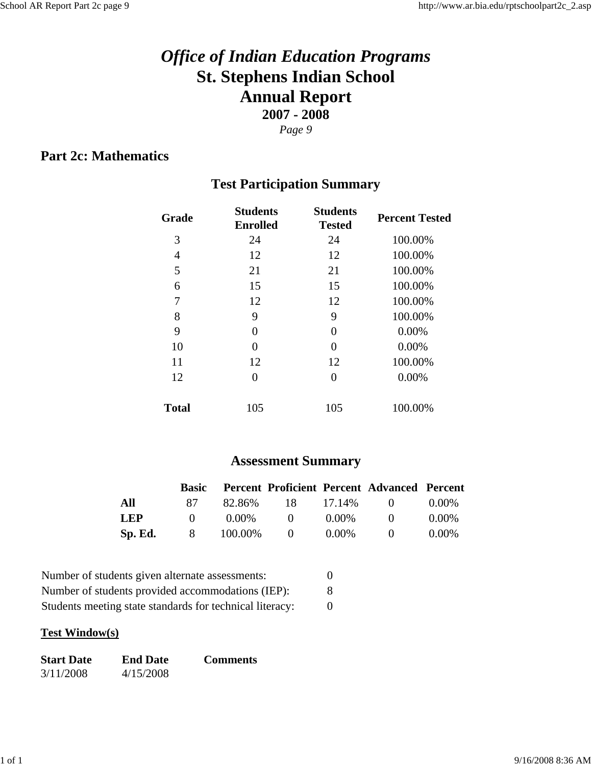# *Office of Indian Education Programs*
# St. Stephens Indian School
# Annual Report
### 2007 - 2008
*Page 9*

## Part 2c: Mathematics

### Test Participation Summary

| Grade | Students Enrolled | Students Tested | Percent Tested |
|---|---|---|---|
| 3 | 24 | 24 | 100.00% |
| 4 | 12 | 12 | 100.00% |
| 5 | 21 | 21 | 100.00% |
| 6 | 15 | 15 | 100.00% |
| 7 | 12 | 12 | 100.00% |
| 8 | 9 | 9 | 100.00% |
| 9 | 0 | 0 | 0.00% |
| 10 | 0 | 0 | 0.00% |
| 11 | 12 | 12 | 100.00% |
| 12 | 0 | 0 | 0.00% |
| **Total** | 105 | 105 | 100.00% |

### Assessment Summary

| | Basic | Percent | Proficient | Percent | Advanced | Percent |
|---|---|---|---|---|---|---|
| **All** | 87 | 82.86% | 18 | 17.14% | 0 | 0.00% |
| **LEP** | 0 | 0.00% | 0 | 0.00% | 0 | 0.00% |
| **Sp. Ed.** | 8 | 100.00% | 0 | 0.00% | 0 | 0.00% |

| | |
|---|---|
| Number of students given alternate assessments: | 0 |
| Number of students provided accommodations (IEP): | 8 |
| Students meeting state standards for technical literacy: | 0 |

**Test Window(s)**

| Start Date | End Date | Comments |
|---|---|---|
| 3/11/2008 | 4/15/2008 | |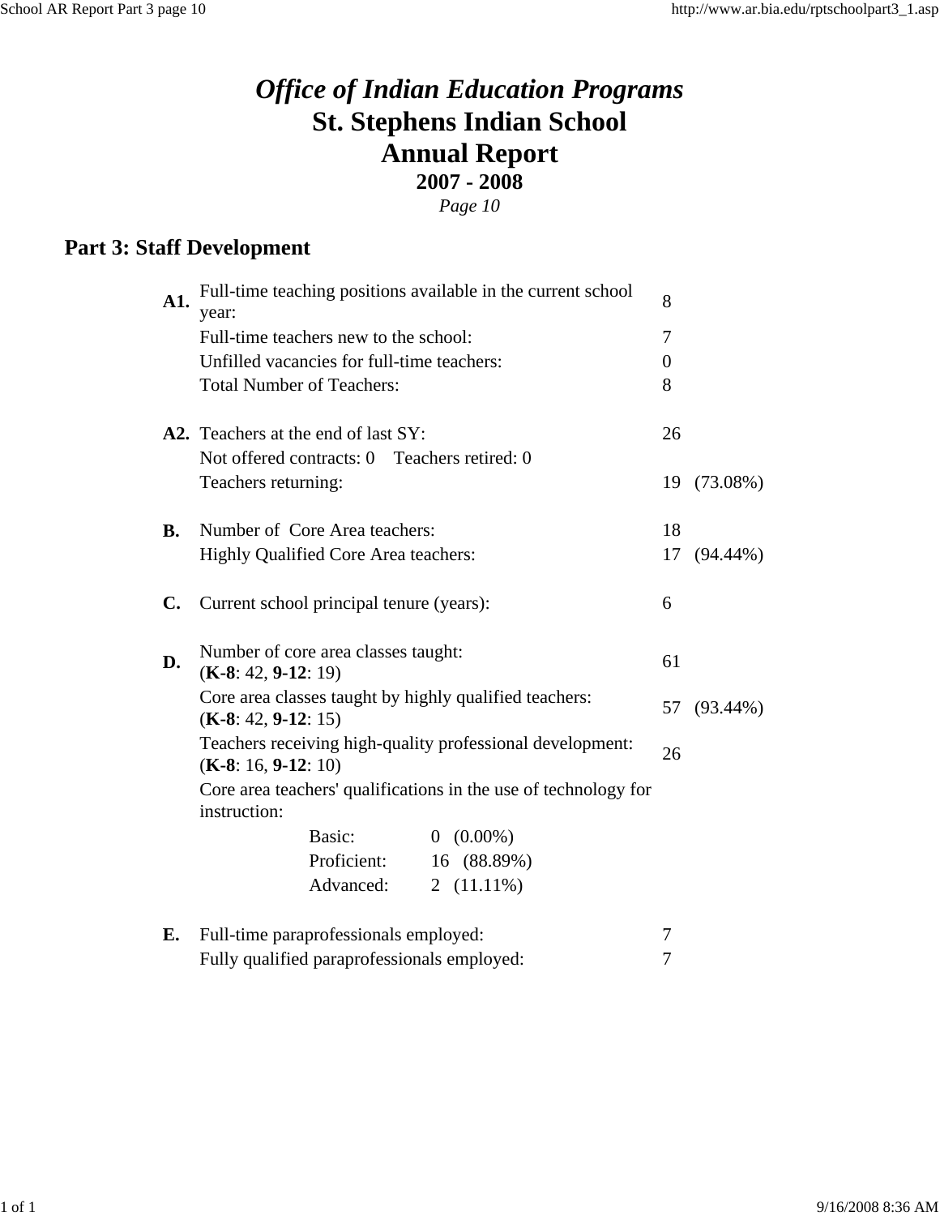# *Office of Indian Education Programs*
# St. Stephens Indian School
# Annual Report
## 2007 - 2008
*Page 10*

## Part 3: Staff Development

| | | | |
|---|---|---|---|
| **A1.** | Full-time teaching positions available in the current school year: | 8 | |
| | Full-time teachers new to the school: | 7 | |
| | Unfilled vacancies for full-time teachers: | 0 | |
| | Total Number of Teachers: | 8 | |
| **A2.** | Teachers at the end of last SY: | 26 | |
| | Not offered contracts: 0    Teachers retired: 0 | | |
| | Teachers returning: | 19 | (73.08%) |
| **B.** | Number of Core Area teachers: | 18 | |
| | Highly Qualified Core Area teachers: | 17 | (94.44%) |
| **C.** | Current school principal tenure (years): | 6 | |
| **D.** | Number of core area classes taught: (**K-8**: 42, **9-12**: 19) | 61 | |
| | Core area classes taught by highly qualified teachers: (**K-8**: 42, **9-12**: 15) | 57 | (93.44%) |
| | Teachers receiving high-quality professional development: (**K-8**: 16, **9-12**: 10) | 26 | |
| | Core area teachers' qualifications in the use of technology for instruction: | | |
| | Basic: 0 (0.00%) | | |
| | Proficient: 16 (88.89%) | | |
| | Advanced: 2 (11.11%) | | |
| **E.** | Full-time paraprofessionals employed: | 7 | |
| | Fully qualified paraprofessionals employed: | 7 | |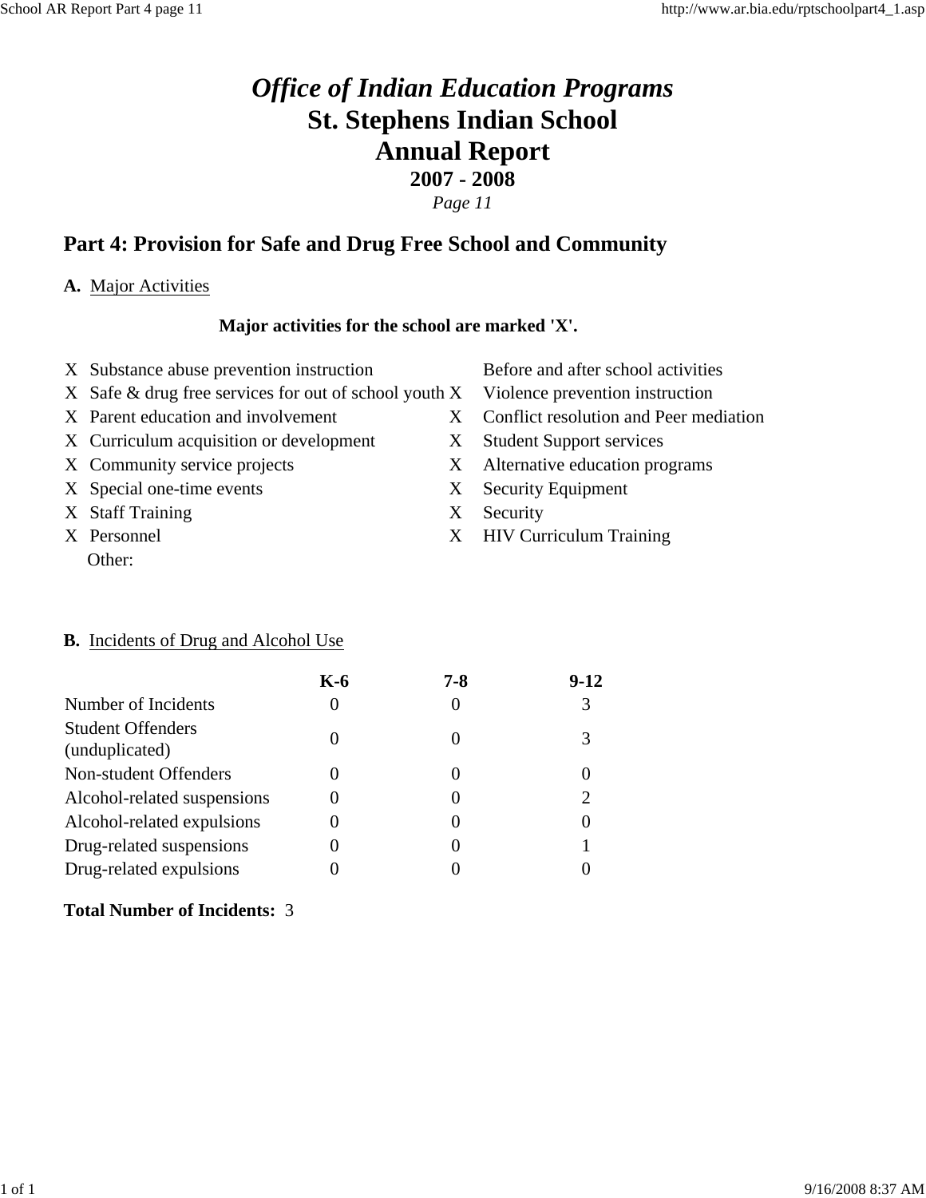# *Office of Indian Education Programs*
# St. Stephens Indian School
# Annual Report
### 2007 - 2008
*Page 11*

## Part 4: Provision for Safe and Drug Free School and Community

**A.** Major Activities

**Major activities for the school are marked 'X'.**

| | | | |
|---|---|---|---|
| X | Substance abuse prevention instruction | | Before and after school activities |
| X | Safe & drug free services for out of school youth | X | Violence prevention instruction |
| X | Parent education and involvement | X | Conflict resolution and Peer mediation |
| X | Curriculum acquisition or development | X | Student Support services |
| X | Community service projects | X | Alternative education programs |
| X | Special one-time events | X | Security Equipment |
| X | Staff Training | X | Security |
| X | Personnel | X | HIV Curriculum Training |
| | Other: | | |

**B.** Incidents of Drug and Alcohol Use

| | K-6 | 7-8 | 9-12 |
|---|---|---|---|
| Number of Incidents | 0 | 0 | 3 |
| Student Offenders (unduplicated) | 0 | 0 | 3 |
| Non-student Offenders | 0 | 0 | 0 |
| Alcohol-related suspensions | 0 | 0 | 2 |
| Alcohol-related expulsions | 0 | 0 | 0 |
| Drug-related suspensions | 0 | 0 | 1 |
| Drug-related expulsions | 0 | 0 | 0 |

**Total Number of Incidents:** 3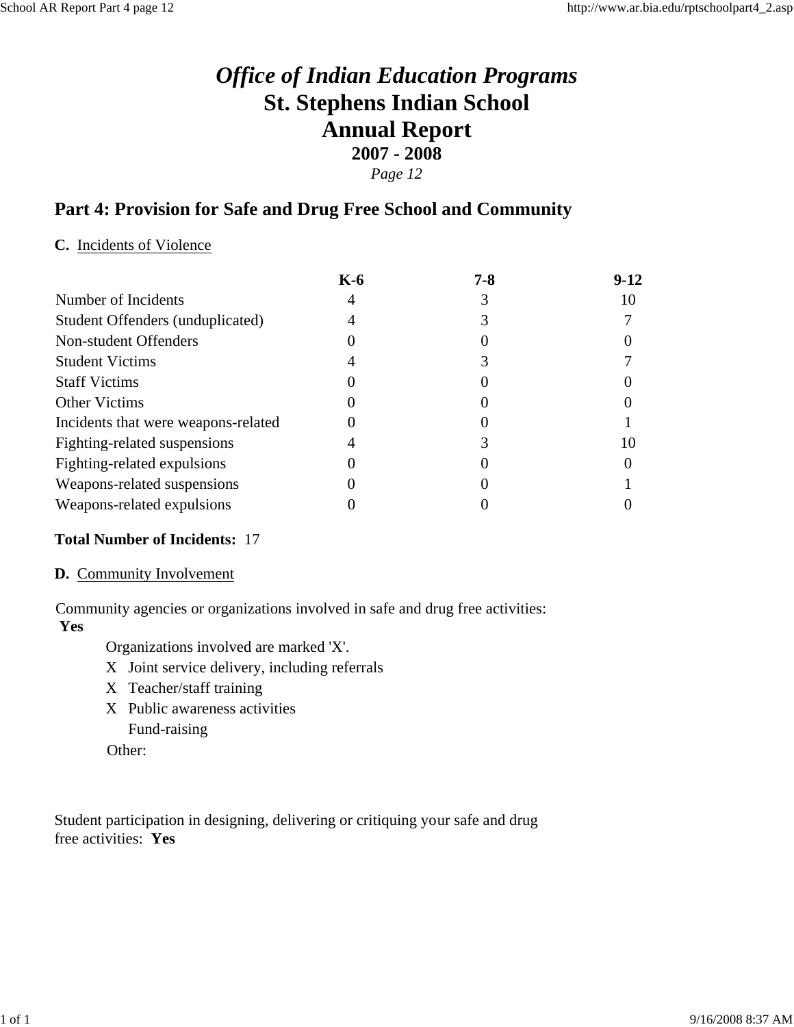# *Office of Indian Education Programs*

# St. Stephens Indian School

# Annual Report

### 2007 - 2008

*Page 12*

## Part 4: Provision for Safe and Drug Free School and Community

**C.** Incidents of Violence

| | K-6 | 7-8 | 9-12 |
|---|---|---|---|
| Number of Incidents | 4 | 3 | 10 |
| Student Offenders (unduplicated) | 4 | 3 | 7 |
| Non-student Offenders | 0 | 0 | 0 |
| Student Victims | 4 | 3 | 7 |
| Staff Victims | 0 | 0 | 0 |
| Other Victims | 0 | 0 | 0 |
| Incidents that were weapons-related | 0 | 0 | 1 |
| Fighting-related suspensions | 4 | 3 | 10 |
| Fighting-related expulsions | 0 | 0 | 0 |
| Weapons-related suspensions | 0 | 0 | 1 |
| Weapons-related expulsions | 0 | 0 | 0 |

**Total Number of Incidents:** 17

**D.** Community Involvement

Community agencies or organizations involved in safe and drug free activities:
**Yes**

Organizations involved are marked 'X'.

- X Joint service delivery, including referrals
- X Teacher/staff training
- X Public awareness activities
- Fund-raising

Other:

Student participation in designing, delivering or critiquing your safe and drug free activities: **Yes**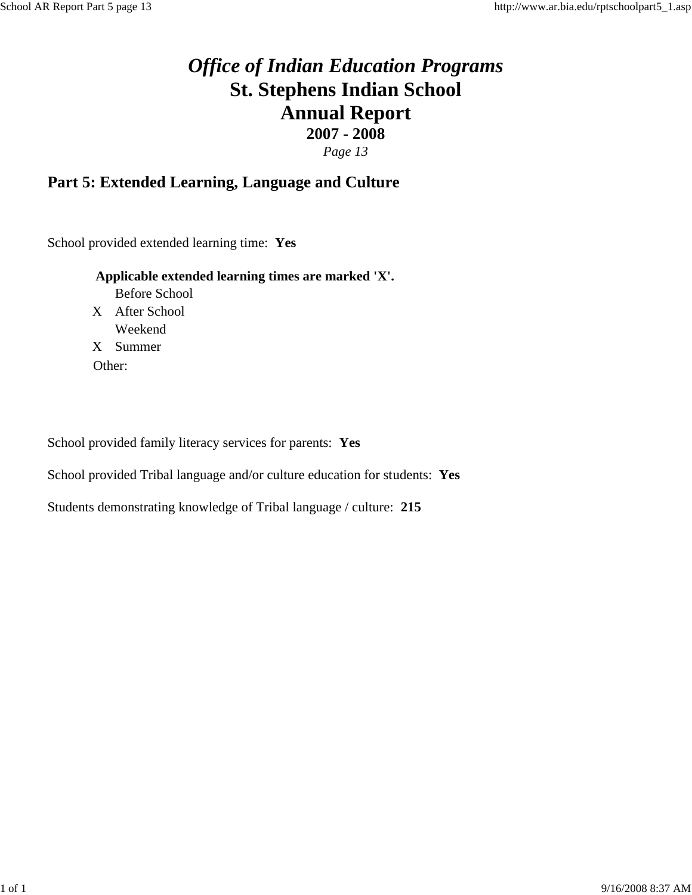# *Office of Indian Education Programs*
# St. Stephens Indian School
# Annual Report
### 2007 - 2008
*Page 13*

## Part 5: Extended Learning, Language and Culture

School provided extended learning time: **Yes**

**Applicable extended learning times are marked 'X'.**

|   |   |
|---|---|
|   | Before School |
| X | After School |
|   | Weekend |
| X | Summer |

Other:

School provided family literacy services for parents: **Yes**

School provided Tribal language and/or culture education for students: **Yes**

Students demonstrating knowledge of Tribal language / culture: **215**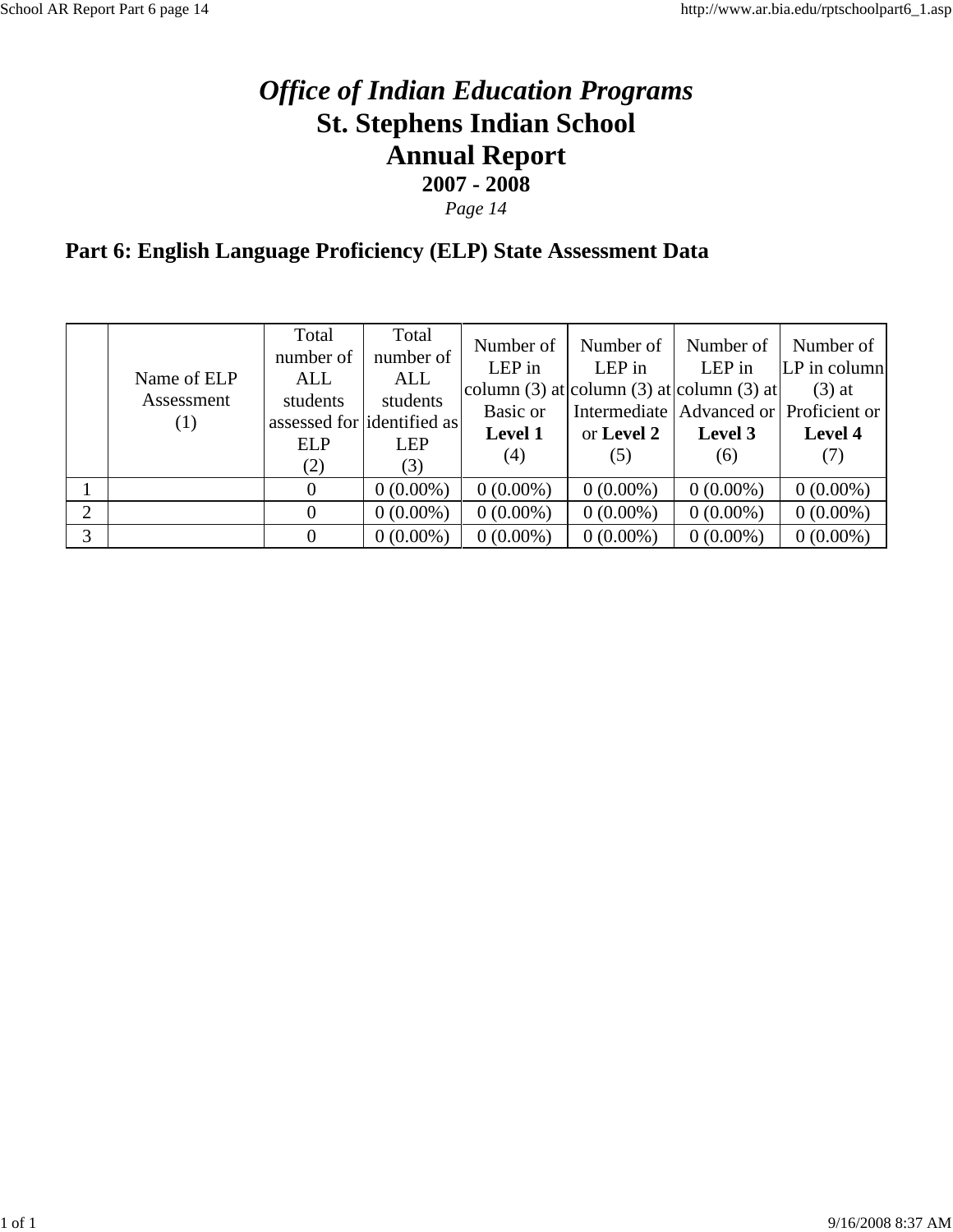# *Office of Indian Education Programs*
# St. Stephens Indian School
# Annual Report
### 2007 - 2008
*Page 14*

## Part 6: English Language Proficiency (ELP) State Assessment Data

| | Name of ELP Assessment (1) | Total number of ALL students assessed for ELP (2) | Total number of ALL students identified as LEP (3) | Number of LEP in column (3) at Basic or **Level 1** (4) | Number of LEP in column (3) at Intermediate or **Level 2** (5) | Number of LEP in column (3) at Advanced or **Level 3** (6) | Number of LP in column (3) at Proficient or **Level 4** (7) |
|---|---|---|---|---|---|---|---|
| 1 | | 0 | 0 (0.00%) | 0 (0.00%) | 0 (0.00%) | 0 (0.00%) | 0 (0.00%) |
| 2 | | 0 | 0 (0.00%) | 0 (0.00%) | 0 (0.00%) | 0 (0.00%) | 0 (0.00%) |
| 3 | | 0 | 0 (0.00%) | 0 (0.00%) | 0 (0.00%) | 0 (0.00%) | 0 (0.00%) |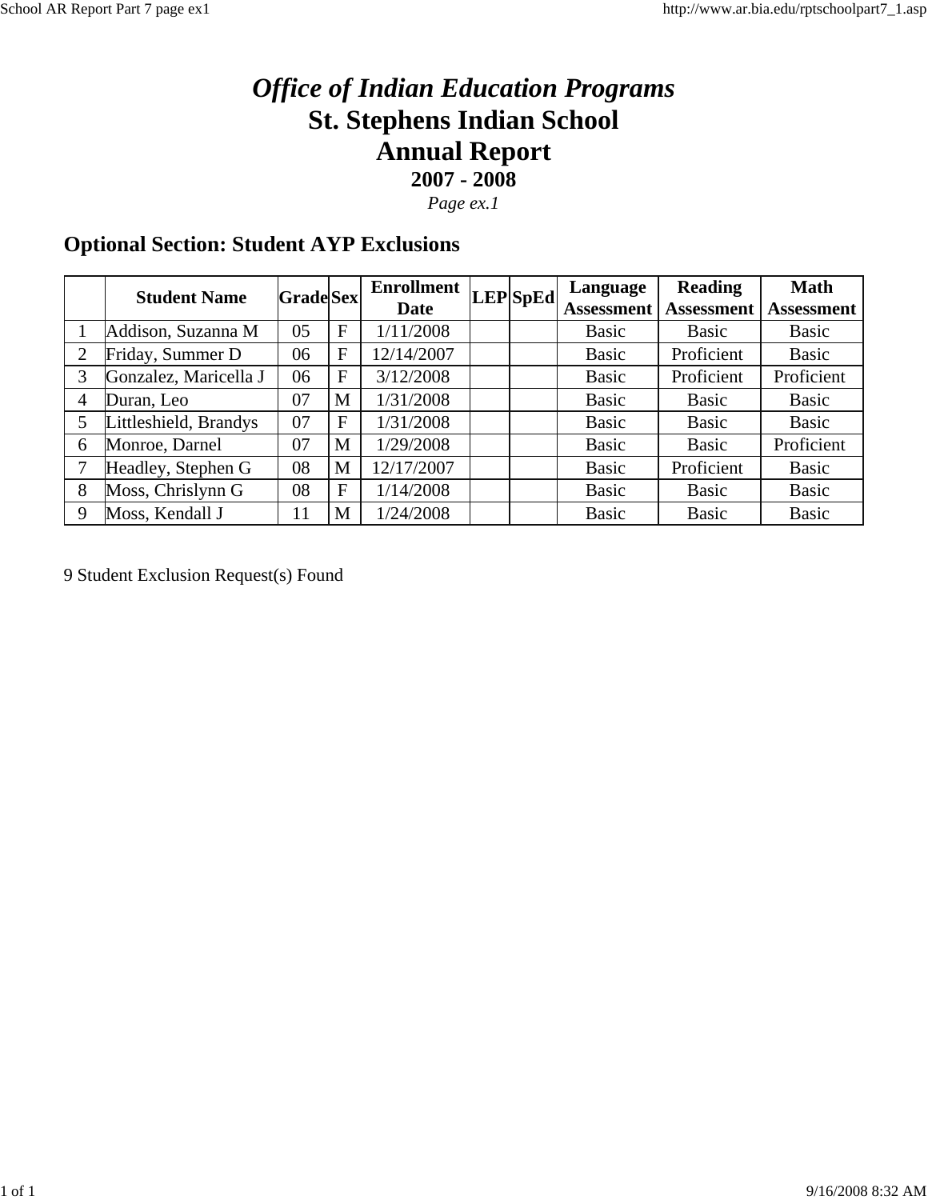# *Office of Indian Education Programs*
# St. Stephens Indian School
# Annual Report
## 2007 - 2008
*Page ex.1*

## Optional Section: Student AYP Exclusions

| | Student Name | Grade | Sex | Enrollment Date | LEP | SpEd | Language Assessment | Reading Assessment | Math Assessment |
|---|---|---|---|---|---|---|---|---|---|
| 1 | Addison, Suzanna M | 05 | F | 1/11/2008 | | | Basic | Basic | Basic |
| 2 | Friday, Summer D | 06 | F | 12/14/2007 | | | Basic | Proficient | Basic |
| 3 | Gonzalez, Maricella J | 06 | F | 3/12/2008 | | | Basic | Proficient | Proficient |
| 4 | Duran, Leo | 07 | M | 1/31/2008 | | | Basic | Basic | Basic |
| 5 | Littleshield, Brandys | 07 | F | 1/31/2008 | | | Basic | Basic | Basic |
| 6 | Monroe, Darnel | 07 | M | 1/29/2008 | | | Basic | Basic | Proficient |
| 7 | Headley, Stephen G | 08 | M | 12/17/2007 | | | Basic | Proficient | Basic |
| 8 | Moss, Chrislynn G | 08 | F | 1/14/2008 | | | Basic | Basic | Basic |
| 9 | Moss, Kendall J | 11 | M | 1/24/2008 | | | Basic | Basic | Basic |

9 Student Exclusion Request(s) Found